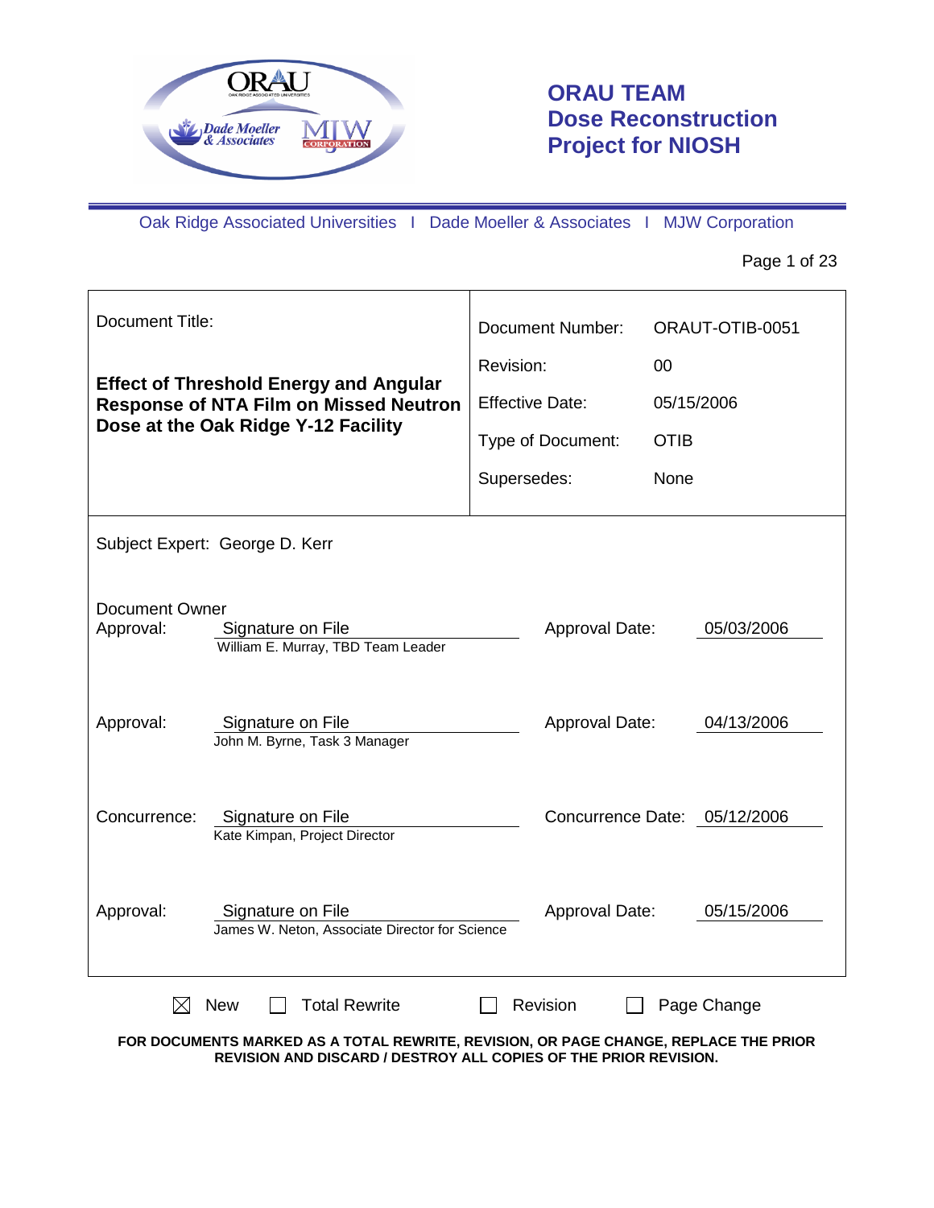# ORAU TEAM
# Dose Reconstruction
# Project for NIOSH

Oak Ridge Associated Universities I Dade Moeller & Associates I MJW Corporation

| | |
|---|---|
| Document Title:<br><br>**Effect of Threshold Energy and Angular Response of NTA Film on Missed Neutron Dose at the Oak Ridge Y-12 Facility** | Document Number: ORAUT-OTIB-0051<br>Revision: 00<br>Effective Date: 05/15/2006<br>Type of Document: OTIB<br>Supersedes: None |

Subject Expert: George D. Kerr

| | | | |
|---|---|---|---|
| Document Owner Approval: | Signature on File<br>William E. Murray, TBD Team Leader | Approval Date: | 05/03/2006 |
| Approval: | Signature on File<br>John M. Byrne, Task 3 Manager | Approval Date: | 04/13/2006 |
| Concurrence: | Signature on File<br>Kate Kimpan, Project Director | Concurrence Date: | 05/12/2006 |
| Approval: | Signature on File<br>James W. Neton, Associate Director for Science | Approval Date: | 05/15/2006 |

☒ New ☐ Total Rewrite ☐ Revision ☐ Page Change

**FOR DOCUMENTS MARKED AS A TOTAL REWRITE, REVISION, OR PAGE CHANGE, REPLACE THE PRIOR REVISION AND DISCARD / DESTROY ALL COPIES OF THE PRIOR REVISION.**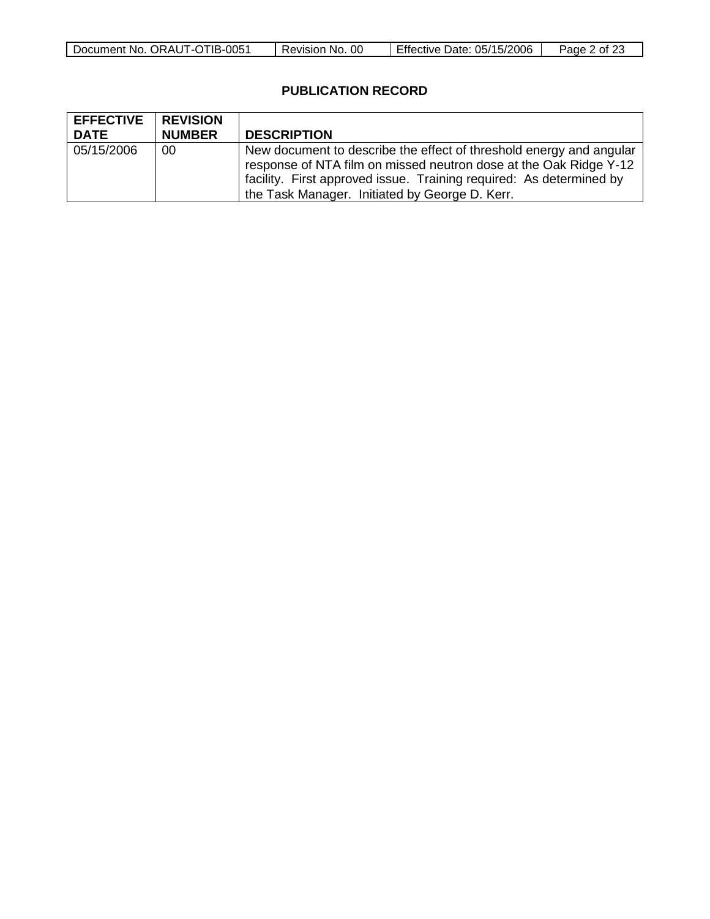## PUBLICATION RECORD

| EFFECTIVE DATE | REVISION NUMBER | DESCRIPTION |
|---|---|---|
| 05/15/2006 | 00 | New document to describe the effect of threshold energy and angular response of NTA film on missed neutron dose at the Oak Ridge Y-12 facility. First approved issue. Training required: As determined by the Task Manager. Initiated by George D. Kerr. |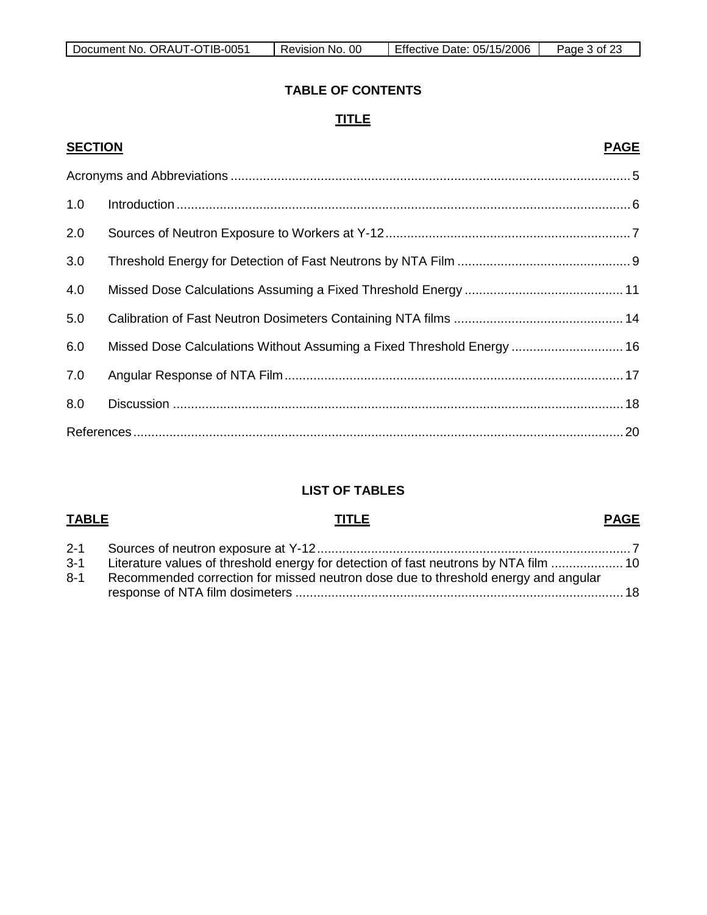## TABLE OF CONTENTS

| SECTION | TITLE | PAGE |
|---|---|---|
| | Acronyms and Abbreviations | 5 |
| 1.0 | Introduction | 6 |
| 2.0 | Sources of Neutron Exposure to Workers at Y-12 | 7 |
| 3.0 | Threshold Energy for Detection of Fast Neutrons by NTA Film | 9 |
| 4.0 | Missed Dose Calculations Assuming a Fixed Threshold Energy | 11 |
| 5.0 | Calibration of Fast Neutron Dosimeters Containing NTA films | 14 |
| 6.0 | Missed Dose Calculations Without Assuming a Fixed Threshold Energy | 16 |
| 7.0 | Angular Response of NTA Film | 17 |
| 8.0 | Discussion | 18 |
| | References | 20 |

## LIST OF TABLES

| TABLE | TITLE | PAGE |
|---|---|---|
| 2-1 | Sources of neutron exposure at Y-12 | 7 |
| 3-1 | Literature values of threshold energy for detection of fast neutrons by NTA film | 10 |
| 8-1 | Recommended correction for missed neutron dose due to threshold energy and angular response of NTA film dosimeters | 18 |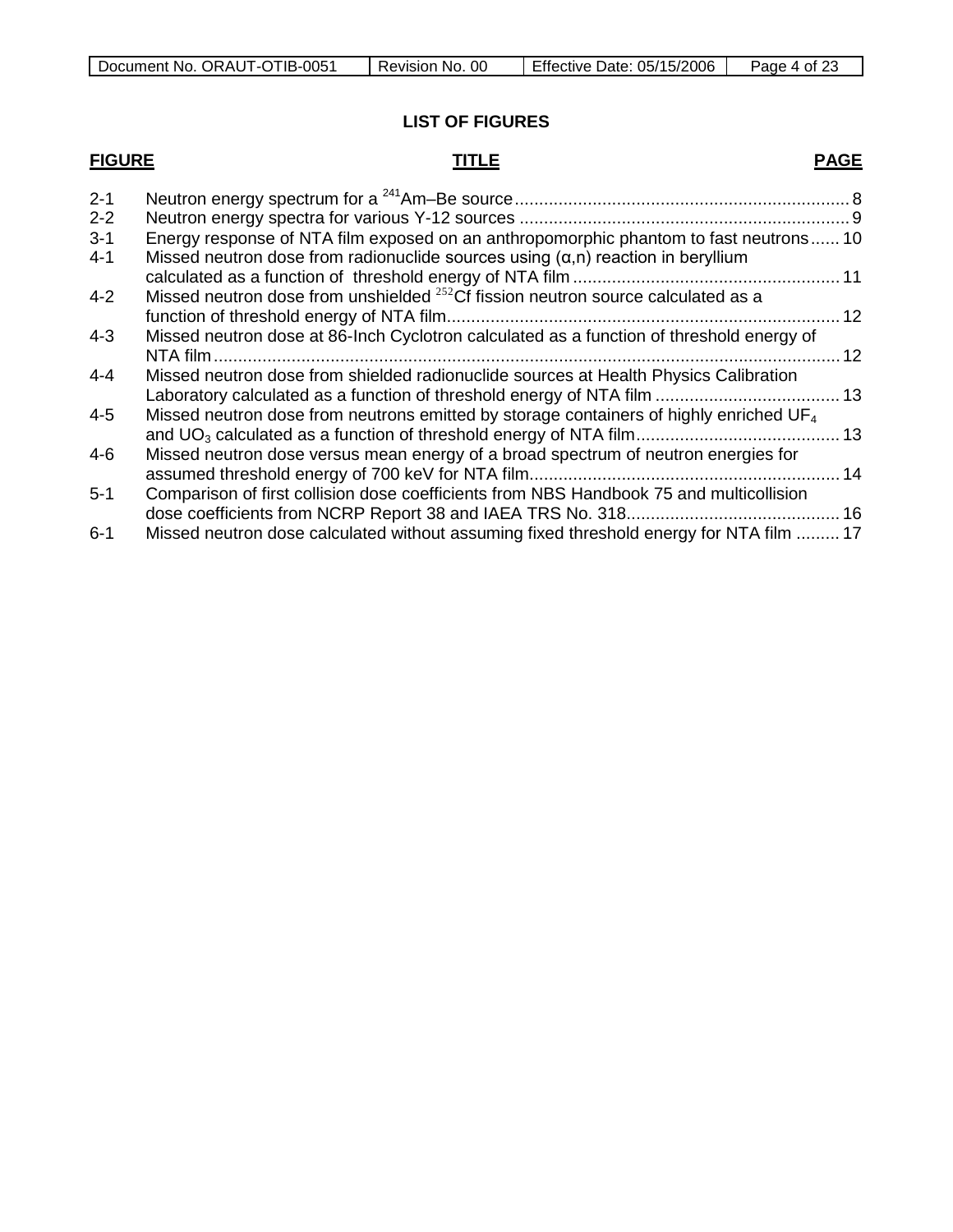## LIST OF FIGURES

| FIGURE | TITLE | PAGE |
|---|---|---|
| 2-1 | Neutron energy spectrum for a $^{241}$Am–Be source | 8 |
| 2-2 | Neutron energy spectra for various Y-12 sources | 9 |
| 3-1 | Energy response of NTA film exposed on an anthropomorphic phantom to fast neutrons | 10 |
| 4-1 | Missed neutron dose from radionuclide sources using (α,n) reaction in beryllium calculated as a function of threshold energy of NTA film | 11 |
| 4-2 | Missed neutron dose from unshielded $^{252}$Cf fission neutron source calculated as a function of threshold energy of NTA film | 12 |
| 4-3 | Missed neutron dose at 86-Inch Cyclotron calculated as a function of threshold energy of NTA film | 12 |
| 4-4 | Missed neutron dose from shielded radionuclide sources at Health Physics Calibration Laboratory calculated as a function of threshold energy of NTA film | 13 |
| 4-5 | Missed neutron dose from neutrons emitted by storage containers of highly enriched $UF_4$ and $UO_3$ calculated as a function of threshold energy of NTA film | 13 |
| 4-6 | Missed neutron dose versus mean energy of a broad spectrum of neutron energies for assumed threshold energy of 700 keV for NTA film | 14 |
| 5-1 | Comparison of first collision dose coefficients from NBS Handbook 75 and multicollision dose coefficients from NCRP Report 38 and IAEA TRS No. 318 | 16 |
| 6-1 | Missed neutron dose calculated without assuming fixed threshold energy for NTA film | 17 |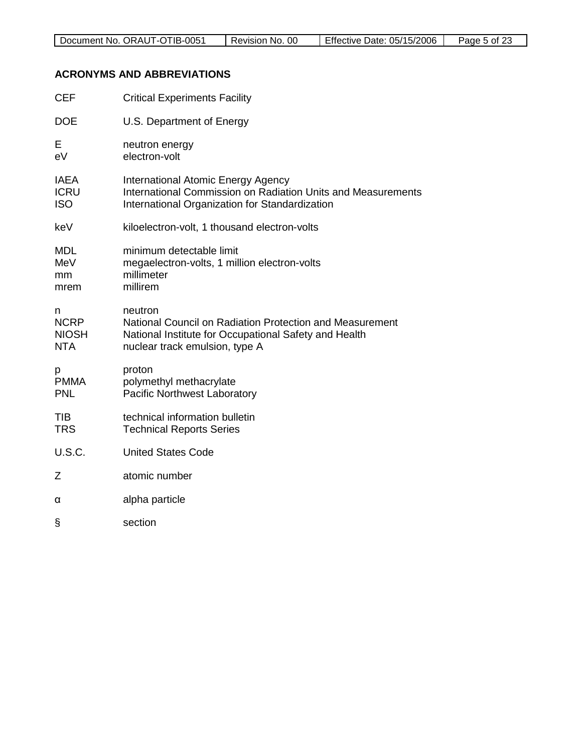## ACRONYMS AND ABBREVIATIONS

| | |
|---|---|
| CEF | Critical Experiments Facility |
| DOE | U.S. Department of Energy |
| E | neutron energy |
| eV | electron-volt |
| IAEA | International Atomic Energy Agency |
| ICRU | International Commission on Radiation Units and Measurements |
| ISO | International Organization for Standardization |
| keV | kiloelectron-volt, 1 thousand electron-volts |
| MDL | minimum detectable limit |
| MeV | megaelectron-volts, 1 million electron-volts |
| mm | millimeter |
| mrem | millirem |
| n | neutron |
| NCRP | National Council on Radiation Protection and Measurement |
| NIOSH | National Institute for Occupational Safety and Health |
| NTA | nuclear track emulsion, type A |
| p | proton |
| PMMA | polymethyl methacrylate |
| PNL | Pacific Northwest Laboratory |
| TIB | technical information bulletin |
| TRS | Technical Reports Series |
| U.S.C. | United States Code |
| Z | atomic number |
| α | alpha particle |
| § | section |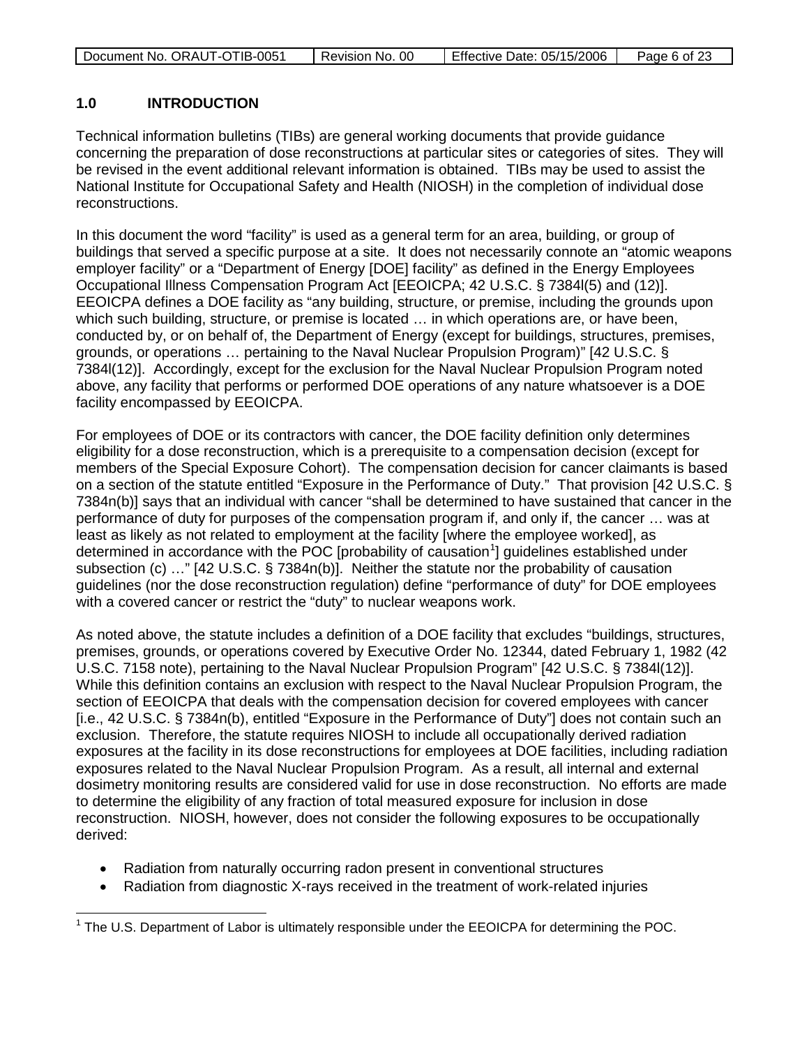## 1.0 INTRODUCTION

Technical information bulletins (TIBs) are general working documents that provide guidance concerning the preparation of dose reconstructions at particular sites or categories of sites. They will be revised in the event additional relevant information is obtained. TIBs may be used to assist the National Institute for Occupational Safety and Health (NIOSH) in the completion of individual dose reconstructions.

In this document the word "facility" is used as a general term for an area, building, or group of buildings that served a specific purpose at a site. It does not necessarily connote an "atomic weapons employer facility" or a "Department of Energy [DOE] facility" as defined in the Energy Employees Occupational Illness Compensation Program Act [EEOICPA; 42 U.S.C. § 7384l(5) and (12)]. EEOICPA defines a DOE facility as "any building, structure, or premise, including the grounds upon which such building, structure, or premise is located … in which operations are, or have been, conducted by, or on behalf of, the Department of Energy (except for buildings, structures, premises, grounds, or operations … pertaining to the Naval Nuclear Propulsion Program)" [42 U.S.C. § 7384l(12)]. Accordingly, except for the exclusion for the Naval Nuclear Propulsion Program noted above, any facility that performs or performed DOE operations of any nature whatsoever is a DOE facility encompassed by EEOICPA.

For employees of DOE or its contractors with cancer, the DOE facility definition only determines eligibility for a dose reconstruction, which is a prerequisite to a compensation decision (except for members of the Special Exposure Cohort). The compensation decision for cancer claimants is based on a section of the statute entitled "Exposure in the Performance of Duty." That provision [42 U.S.C. § 7384n(b)] says that an individual with cancer "shall be determined to have sustained that cancer in the performance of duty for purposes of the compensation program if, and only if, the cancer … was at least as likely as not related to employment at the facility [where the employee worked], as determined in accordance with the POC [probability of causation[1]] guidelines established under subsection (c) …" [42 U.S.C. § 7384n(b)]. Neither the statute nor the probability of causation guidelines (nor the dose reconstruction regulation) define "performance of duty" for DOE employees with a covered cancer or restrict the "duty" to nuclear weapons work.

As noted above, the statute includes a definition of a DOE facility that excludes "buildings, structures, premises, grounds, or operations covered by Executive Order No. 12344, dated February 1, 1982 (42 U.S.C. 7158 note), pertaining to the Naval Nuclear Propulsion Program" [42 U.S.C. § 7384l(12)]. While this definition contains an exclusion with respect to the Naval Nuclear Propulsion Program, the section of EEOICPA that deals with the compensation decision for covered employees with cancer [i.e., 42 U.S.C. § 7384n(b), entitled "Exposure in the Performance of Duty"] does not contain such an exclusion. Therefore, the statute requires NIOSH to include all occupationally derived radiation exposures at the facility in its dose reconstructions for employees at DOE facilities, including radiation exposures related to the Naval Nuclear Propulsion Program. As a result, all internal and external dosimetry monitoring results are considered valid for use in dose reconstruction. No efforts are made to determine the eligibility of any fraction of total measured exposure for inclusion in dose reconstruction. NIOSH, however, does not consider the following exposures to be occupationally derived:

- Radiation from naturally occurring radon present in conventional structures
- Radiation from diagnostic X-rays received in the treatment of work-related injuries

[1] The U.S. Department of Labor is ultimately responsible under the EEOICPA for determining the POC.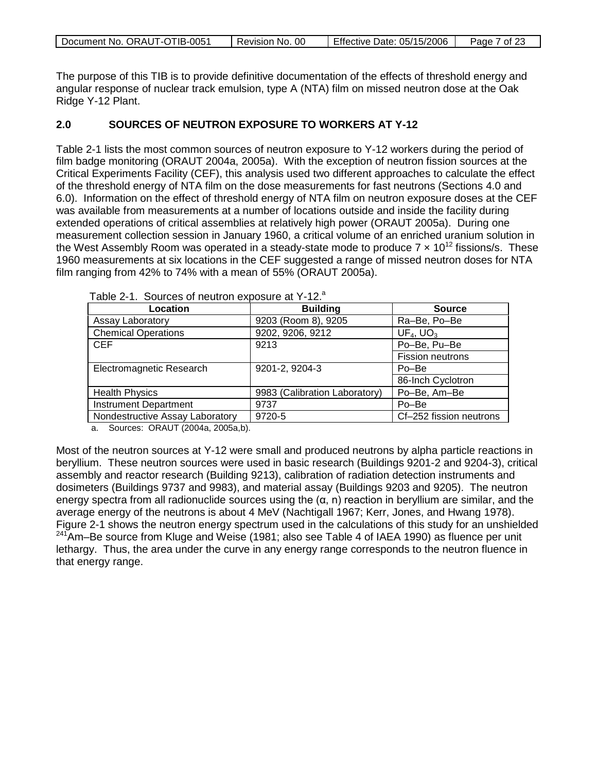The purpose of this TIB is to provide definitive documentation of the effects of threshold energy and angular response of nuclear track emulsion, type A (NTA) film on missed neutron dose at the Oak Ridge Y-12 Plant.

## 2.0 SOURCES OF NEUTRON EXPOSURE TO WORKERS AT Y-12

Table 2-1 lists the most common sources of neutron exposure to Y-12 workers during the period of film badge monitoring (ORAUT 2004a, 2005a). With the exception of neutron fission sources at the Critical Experiments Facility (CEF), this analysis used two different approaches to calculate the effect of the threshold energy of NTA film on the dose measurements for fast neutrons (Sections 4.0 and 6.0). Information on the effect of threshold energy of NTA film on neutron exposure doses at the CEF was available from measurements at a number of locations outside and inside the facility during extended operations of critical assemblies at relatively high power (ORAUT 2005a). During one measurement collection session in January 1960, a critical volume of an enriched uranium solution in the West Assembly Room was operated in a steady-state mode to produce $7 \times 10^{12}$ fissions/s. These 1960 measurements at six locations in the CEF suggested a range of missed neutron doses for NTA film ranging from 42% to 74% with a mean of 55% (ORAUT 2005a).

Table 2-1. Sources of neutron exposure at Y-12.[a]

| Location | Building | Source |
|---|---|---|
| Assay Laboratory | 9203 (Room 8), 9205 | Ra–Be, Po–Be |
| Chemical Operations | 9202, 9206, 9212 | $UF_4$, $UO_3$ |
| CEF | 9213 | Po–Be, Pu–Be |
| | | Fission neutrons |
| Electromagnetic Research | 9201-2, 9204-3 | Po–Be |
| | | 86-Inch Cyclotron |
| Health Physics | 9983 (Calibration Laboratory) | Po–Be, Am–Be |
| Instrument Department | 9737 | Po–Be |
| Nondestructive Assay Laboratory | 9720-5 | Cf–252 fission neutrons |

a. Sources: ORAUT (2004a, 2005a,b).

Most of the neutron sources at Y-12 were small and produced neutrons by alpha particle reactions in beryllium. These neutron sources were used in basic research (Buildings 9201-2 and 9204-3), critical assembly and reactor research (Building 9213), calibration of radiation detection instruments and dosimeters (Buildings 9737 and 9983), and material assay (Buildings 9203 and 9205). The neutron energy spectra from all radionuclide sources using the (α, n) reaction in beryllium are similar, and the average energy of the neutrons is about 4 MeV (Nachtigall 1967; Kerr, Jones, and Hwang 1978). Figure 2-1 shows the neutron energy spectrum used in the calculations of this study for an unshielded $^{241}$Am–Be source from Kluge and Weise (1981; also see Table 4 of IAEA 1990) as fluence per unit lethargy. Thus, the area under the curve in any energy range corresponds to the neutron fluence in that energy range.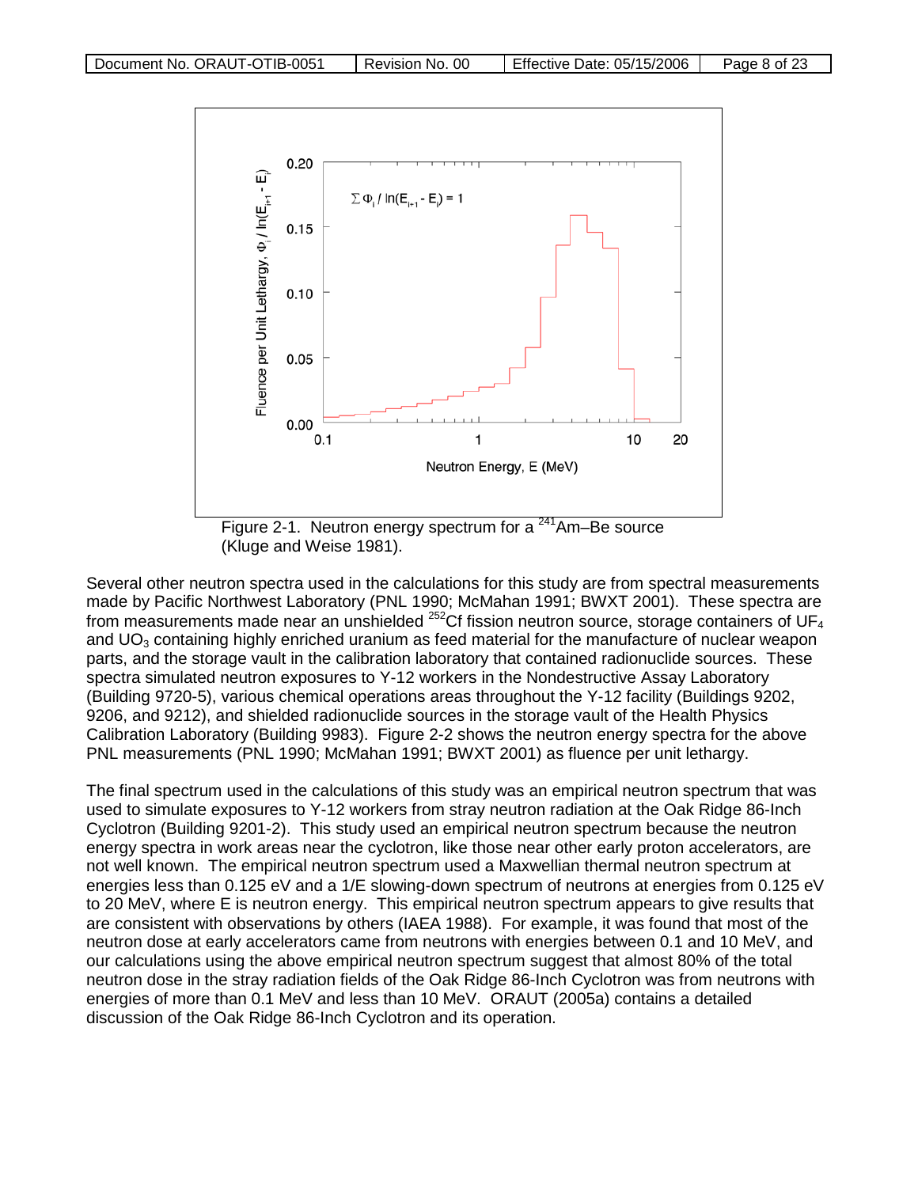Figure 2-1. Neutron energy spectrum for a $^{241}$Am–Be source (Kluge and Weise 1981).

Several other neutron spectra used in the calculations for this study are from spectral measurements made by Pacific Northwest Laboratory (PNL 1990; McMahan 1991; BWXT 2001). These spectra are from measurements made near an unshielded $^{252}$Cf fission neutron source, storage containers of $UF_4$ and $UO_3$ containing highly enriched uranium as feed material for the manufacture of nuclear weapon parts, and the storage vault in the calibration laboratory that contained radionuclide sources. These spectra simulated neutron exposures to Y-12 workers in the Nondestructive Assay Laboratory (Building 9720-5), various chemical operations areas throughout the Y-12 facility (Buildings 9202, 9206, and 9212), and shielded radionuclide sources in the storage vault of the Health Physics Calibration Laboratory (Building 9983). Figure 2-2 shows the neutron energy spectra for the above PNL measurements (PNL 1990; McMahan 1991; BWXT 2001) as fluence per unit lethargy.

The final spectrum used in the calculations of this study was an empirical neutron spectrum that was used to simulate exposures to Y-12 workers from stray neutron radiation at the Oak Ridge 86-Inch Cyclotron (Building 9201-2). This study used an empirical neutron spectrum because the neutron energy spectra in work areas near the cyclotron, like those near other early proton accelerators, are not well known. The empirical neutron spectrum used a Maxwellian thermal neutron spectrum at energies less than 0.125 eV and a 1/E slowing-down spectrum of neutrons at energies from 0.125 eV to 20 MeV, where E is neutron energy. This empirical neutron spectrum appears to give results that are consistent with observations by others (IAEA 1988). For example, it was found that most of the neutron dose at early accelerators came from neutrons with energies between 0.1 and 10 MeV, and our calculations using the above empirical neutron spectrum suggest that almost 80% of the total neutron dose in the stray radiation fields of the Oak Ridge 86-Inch Cyclotron was from neutrons with energies of more than 0.1 MeV and less than 10 MeV. ORAUT (2005a) contains a detailed discussion of the Oak Ridge 86-Inch Cyclotron and its operation.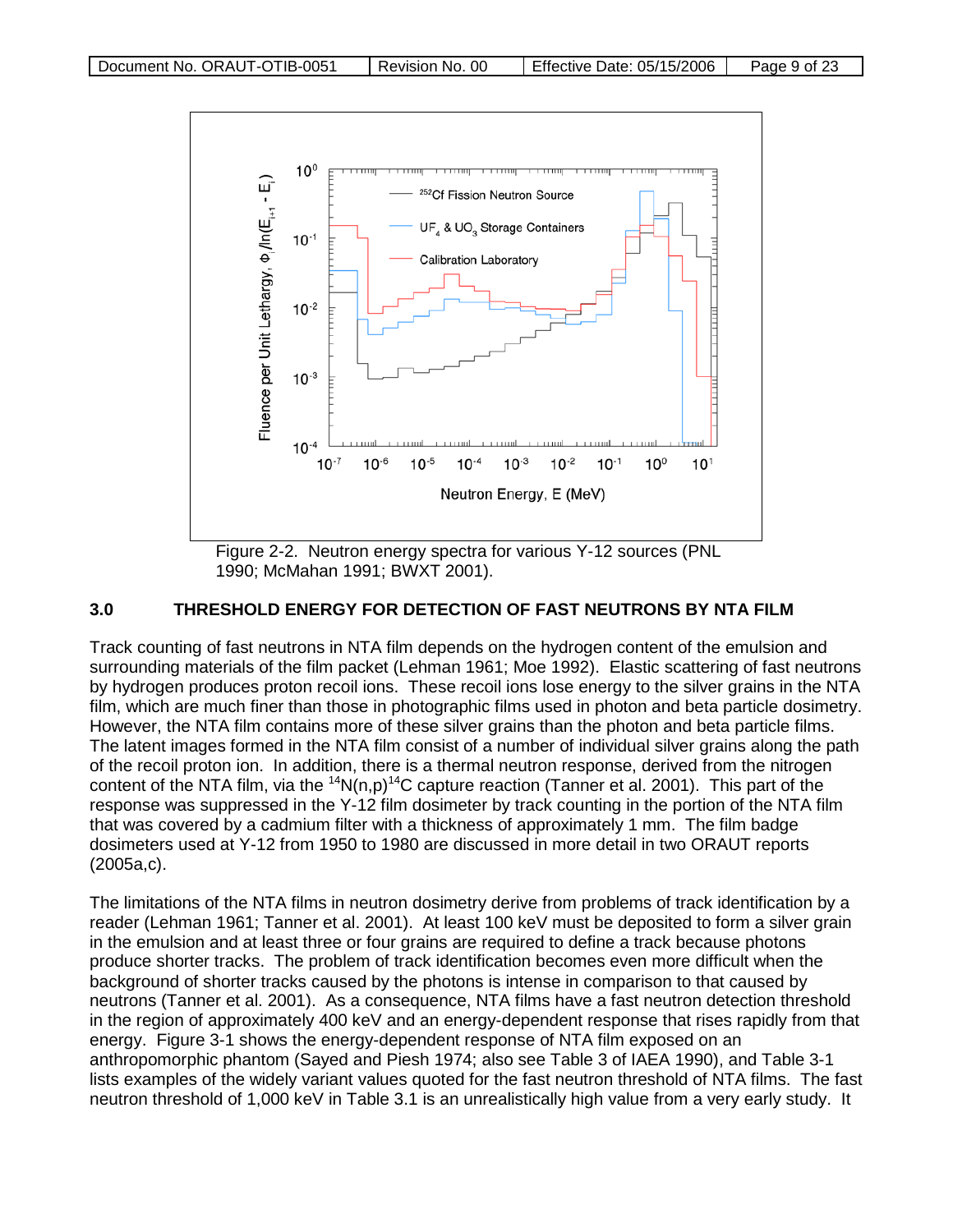Figure 2-2. Neutron energy spectra for various Y-12 sources (PNL 1990; McMahan 1991; BWXT 2001).

## 3.0 THRESHOLD ENERGY FOR DETECTION OF FAST NEUTRONS BY NTA FILM

Track counting of fast neutrons in NTA film depends on the hydrogen content of the emulsion and surrounding materials of the film packet (Lehman 1961; Moe 1992). Elastic scattering of fast neutrons by hydrogen produces proton recoil ions. These recoil ions lose energy to the silver grains in the NTA film, which are much finer than those in photographic films used in photon and beta particle dosimetry. However, the NTA film contains more of these silver grains than the photon and beta particle films. The latent images formed in the NTA film consist of a number of individual silver grains along the path of the recoil proton ion. In addition, there is a thermal neutron response, derived from the nitrogen content of the NTA film, via the $^{14}N(n,p)^{14}C$ capture reaction (Tanner et al. 2001). This part of the response was suppressed in the Y-12 film dosimeter by track counting in the portion of the NTA film that was covered by a cadmium filter with a thickness of approximately 1 mm. The film badge dosimeters used at Y-12 from 1950 to 1980 are discussed in more detail in two ORAUT reports (2005a,c).

The limitations of the NTA films in neutron dosimetry derive from problems of track identification by a reader (Lehman 1961; Tanner et al. 2001). At least 100 keV must be deposited to form a silver grain in the emulsion and at least three or four grains are required to define a track because photons produce shorter tracks. The problem of track identification becomes even more difficult when the background of shorter tracks caused by the photons is intense in comparison to that caused by neutrons (Tanner et al. 2001). As a consequence, NTA films have a fast neutron detection threshold in the region of approximately 400 keV and an energy-dependent response that rises rapidly from that energy. Figure 3-1 shows the energy-dependent response of NTA film exposed on an anthropomorphic phantom (Sayed and Piesh 1974; also see Table 3 of IAEA 1990), and Table 3-1 lists examples of the widely variant values quoted for the fast neutron threshold of NTA films. The fast neutron threshold of 1,000 keV in Table 3.1 is an unrealistically high value from a very early study. It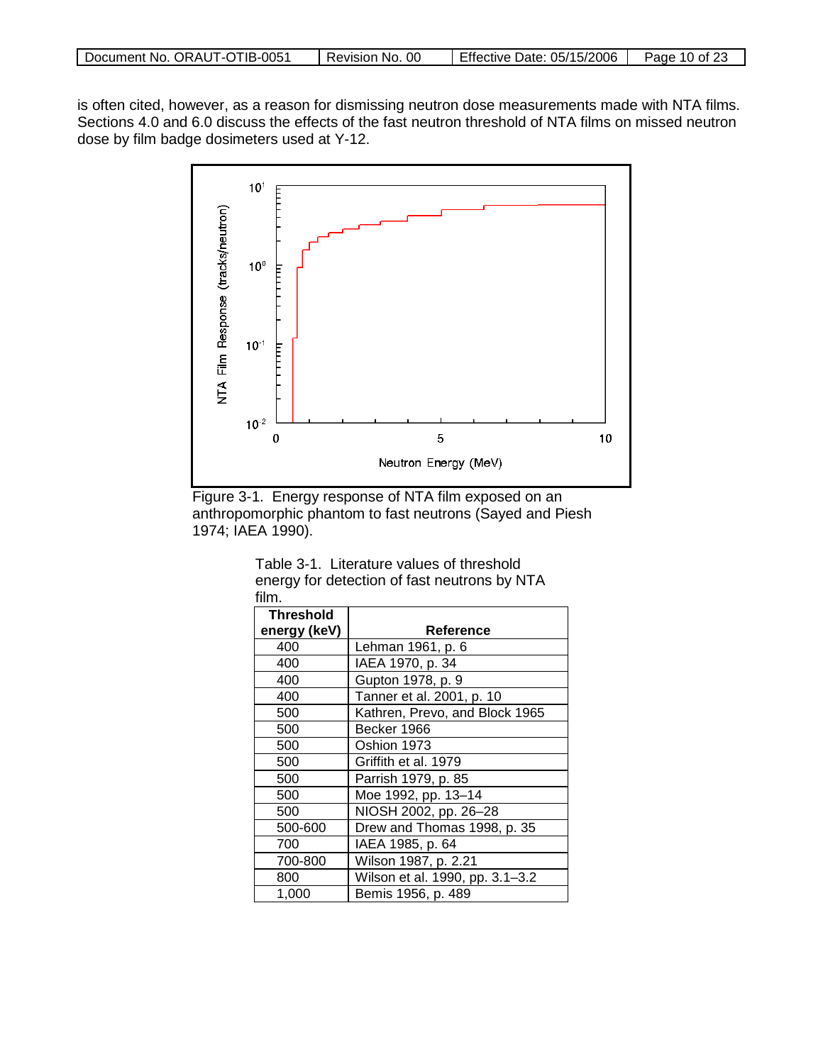is often cited, however, as a reason for dismissing neutron dose measurements made with NTA films. Sections 4.0 and 6.0 discuss the effects of the fast neutron threshold of NTA films on missed neutron dose by film badge dosimeters used at Y-12.

NTA Film Response (tracks/neutron)

$10^1$

$10^0$

$10^{-1}$

$10^{-2}$

0

5

10

Neutron Energy (MeV)

Figure 3-1. Energy response of NTA film exposed on an anthropomorphic phantom to fast neutrons (Sayed and Piesh 1974; IAEA 1990).

Table 3-1. Literature values of threshold energy for detection of fast neutrons by NTA film.

| Threshold energy (keV) | Reference |
|---|---|
| 400 | Lehman 1961, p. 6 |
| 400 | IAEA 1970, p. 34 |
| 400 | Gupton 1978, p. 9 |
| 400 | Tanner et al. 2001, p. 10 |
| 500 | Kathren, Prevo, and Block 1965 |
| 500 | Becker 1966 |
| 500 | Oshion 1973 |
| 500 | Griffith et al. 1979 |
| 500 | Parrish 1979, p. 85 |
| 500 | Moe 1992, pp. 13–14 |
| 500 | NIOSH 2002, pp. 26–28 |
| 500-600 | Drew and Thomas 1998, p. 35 |
| 700 | IAEA 1985, p. 64 |
| 700-800 | Wilson 1987, p. 2.21 |
| 800 | Wilson et al. 1990, pp. 3.1–3.2 |
| 1,000 | Bemis 1956, p. 489 |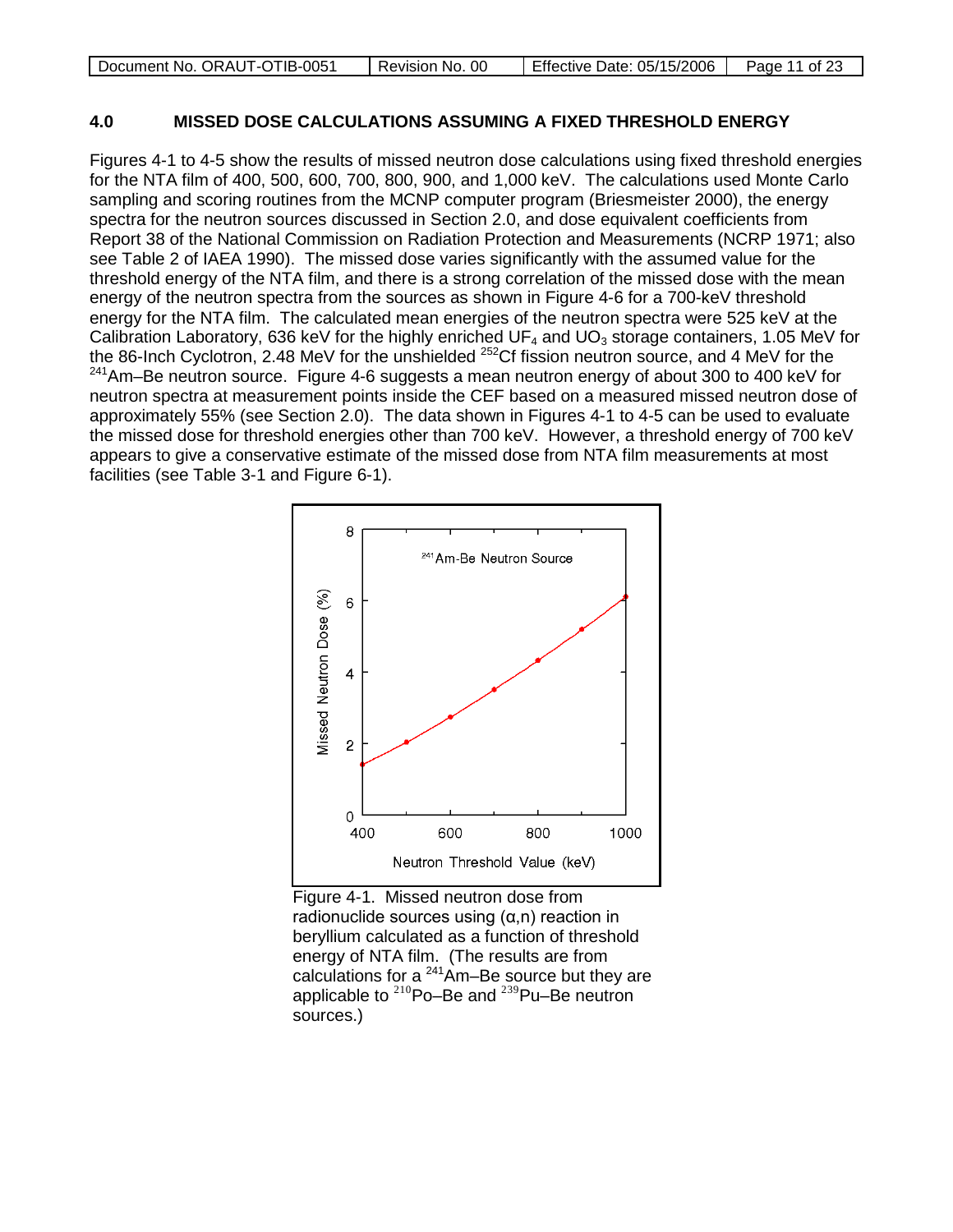## 4.0 MISSED DOSE CALCULATIONS ASSUMING A FIXED THRESHOLD ENERGY

Figures 4-1 to 4-5 show the results of missed neutron dose calculations using fixed threshold energies for the NTA film of 400, 500, 600, 700, 800, 900, and 1,000 keV. The calculations used Monte Carlo sampling and scoring routines from the MCNP computer program (Briesmeister 2000), the energy spectra for the neutron sources discussed in Section 2.0, and dose equivalent coefficients from Report 38 of the National Commission on Radiation Protection and Measurements (NCRP 1971; also see Table 2 of IAEA 1990). The missed dose varies significantly with the assumed value for the threshold energy of the NTA film, and there is a strong correlation of the missed dose with the mean energy of the neutron spectra from the sources as shown in Figure 4-6 for a 700-keV threshold energy for the NTA film. The calculated mean energies of the neutron spectra were 525 keV at the Calibration Laboratory, 636 keV for the highly enriched $UF_4$ and $UO_3$ storage containers, 1.05 MeV for the 86-Inch Cyclotron, 2.48 MeV for the unshielded $^{252}$Cf fission neutron source, and 4 MeV for the $^{241}$Am–Be neutron source. Figure 4-6 suggests a mean neutron energy of about 300 to 400 keV for neutron spectra at measurement points inside the CEF based on a measured missed neutron dose of approximately 55% (see Section 2.0). The data shown in Figures 4-1 to 4-5 can be used to evaluate the missed dose for threshold energies other than 700 keV. However, a threshold energy of 700 keV appears to give a conservative estimate of the missed dose from NTA film measurements at most facilities (see Table 3-1 and Figure 6-1).

$^{241}$Am-Be Neutron Source

Missed Neutron Dose (%)

0
2
4
6
8

400
600
800
1000

Neutron Threshold Value (keV)

Figure 4-1. Missed neutron dose from radionuclide sources using (α,n) reaction in beryllium calculated as a function of threshold energy of NTA film. (The results are from calculations for a $^{241}$Am–Be source but they are applicable to $^{210}$Po–Be and $^{239}$Pu–Be neutron sources.)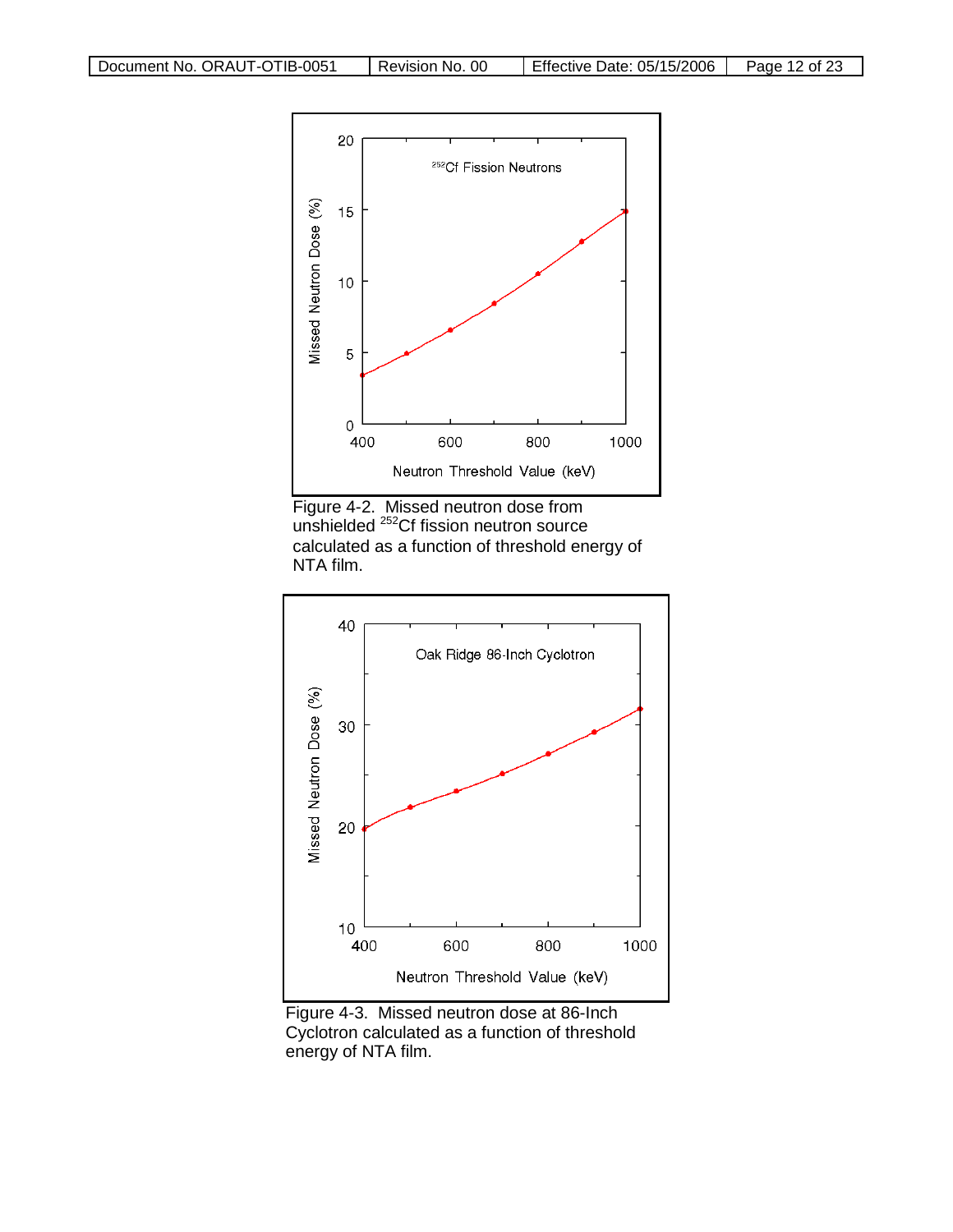$^{252}$Cf Fission Neutrons

Missed Neutron Dose (%)

20
15
10
5
0

400
600
800
1000

Neutron Threshold Value (keV)

Figure 4-2. Missed neutron dose from unshielded $^{252}$Cf fission neutron source calculated as a function of threshold energy of NTA film.

Oak Ridge 86-Inch Cyclotron

Missed Neutron Dose (%)

40
30
20
10

400
600
800
1000

Neutron Threshold Value (keV)

Figure 4-3. Missed neutron dose at 86-Inch Cyclotron calculated as a function of threshold energy of NTA film.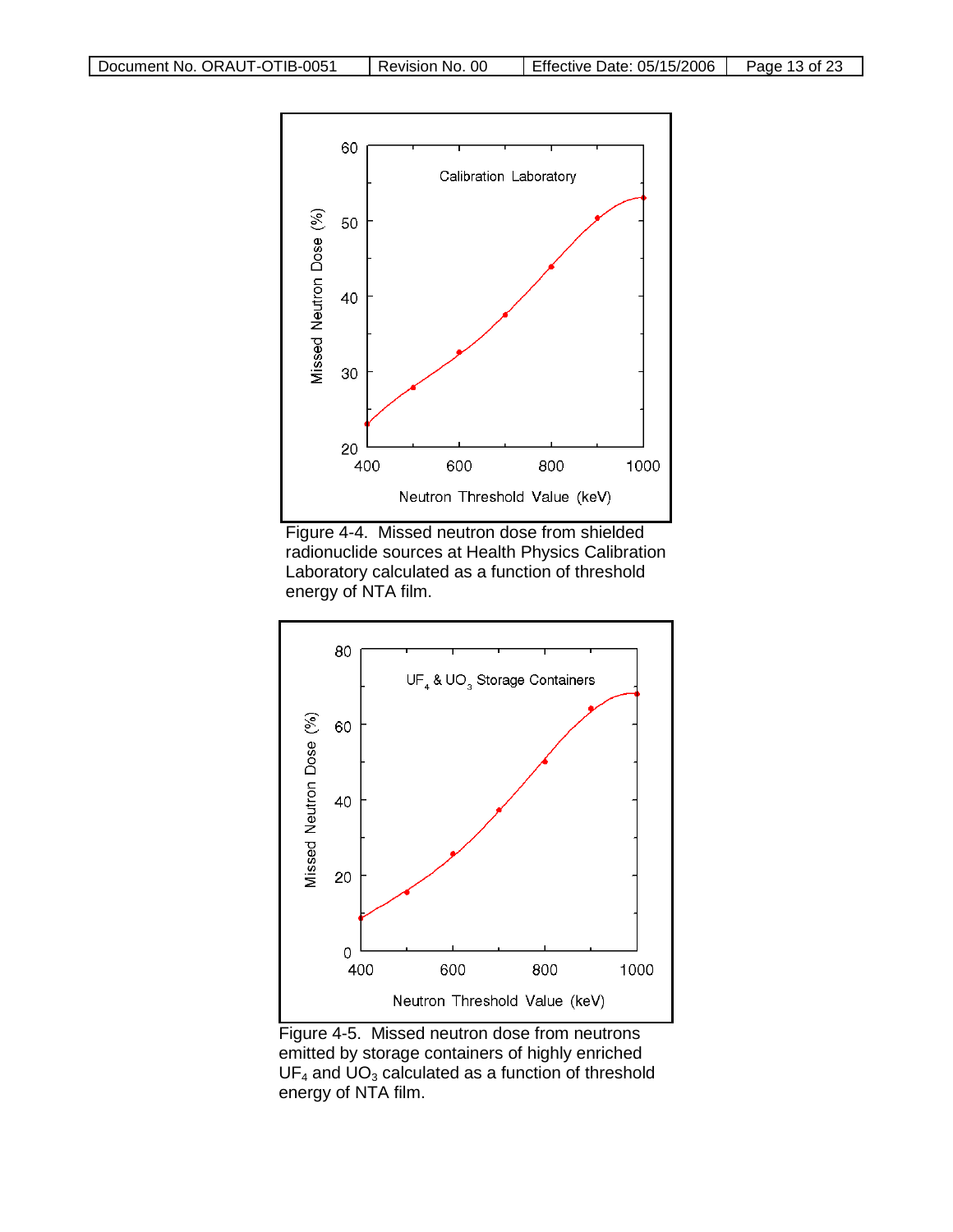Calibration Laboratory

Missed Neutron Dose (%)

60
50
40
30
20

400
600
800
1000

Neutron Threshold Value (keV)

Figure 4-4. Missed neutron dose from shielded radionuclide sources at Health Physics Calibration Laboratory calculated as a function of threshold energy of NTA film.

$UF_4$ & $UO_3$ Storage Containers

Missed Neutron Dose (%)

80
60
40
20
0

400
600
800
1000

Neutron Threshold Value (keV)

Figure 4-5. Missed neutron dose from neutrons emitted by storage containers of highly enriched $UF_4$ and $UO_3$ calculated as a function of threshold energy of NTA film.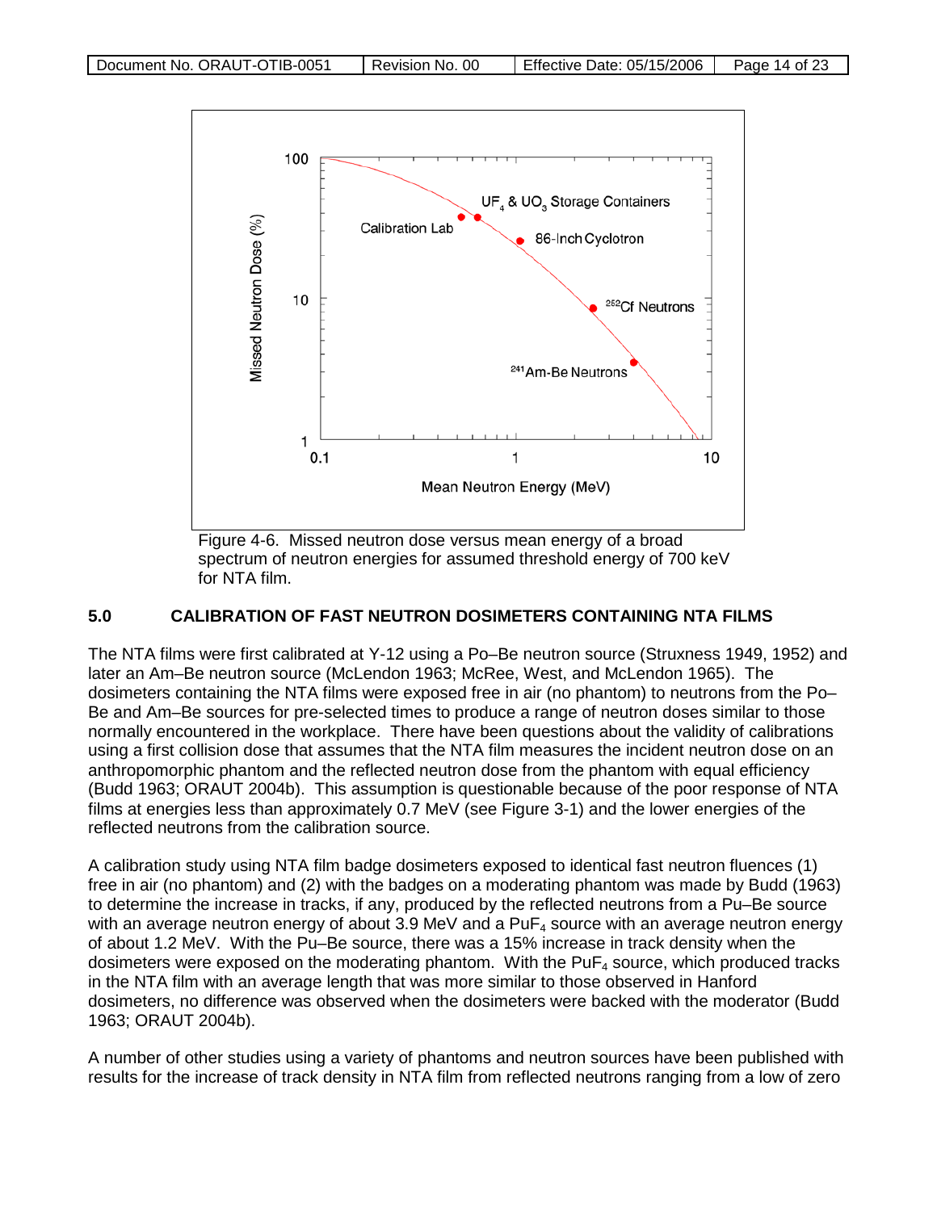100

10

1

0.1

1

10

Missed Neutron Dose (%)

Mean Neutron Energy (MeV)

Calibration Lab

$UF_4$ & $UO_3$ Storage Containers

86-Inch Cyclotron

$^{252}$Cf Neutrons

$^{241}$Am-Be Neutrons

Figure 4-6. Missed neutron dose versus mean energy of a broad spectrum of neutron energies for assumed threshold energy of 700 keV for NTA film.

## 5.0 CALIBRATION OF FAST NEUTRON DOSIMETERS CONTAINING NTA FILMS

The NTA films were first calibrated at Y-12 using a Po–Be neutron source (Struxness 1949, 1952) and later an Am–Be neutron source (McLendon 1963; McRee, West, and McLendon 1965). The dosimeters containing the NTA films were exposed free in air (no phantom) to neutrons from the Po–Be and Am–Be sources for pre-selected times to produce a range of neutron doses similar to those normally encountered in the workplace. There have been questions about the validity of calibrations using a first collision dose that assumes that the NTA film measures the incident neutron dose on an anthropomorphic phantom and the reflected neutron dose from the phantom with equal efficiency (Budd 1963; ORAUT 2004b). This assumption is questionable because of the poor response of NTA films at energies less than approximately 0.7 MeV (see Figure 3-1) and the lower energies of the reflected neutrons from the calibration source.

A calibration study using NTA film badge dosimeters exposed to identical fast neutron fluences (1) free in air (no phantom) and (2) with the badges on a moderating phantom was made by Budd (1963) to determine the increase in tracks, if any, produced by the reflected neutrons from a Pu–Be source with an average neutron energy of about 3.9 MeV and a $PuF_4$ source with an average neutron energy of about 1.2 MeV. With the Pu–Be source, there was a 15% increase in track density when the dosimeters were exposed on the moderating phantom. With the $PuF_4$ source, which produced tracks in the NTA film with an average length that was more similar to those observed in Hanford dosimeters, no difference was observed when the dosimeters were backed with the moderator (Budd 1963; ORAUT 2004b).

A number of other studies using a variety of phantoms and neutron sources have been published with results for the increase of track density in NTA film from reflected neutrons ranging from a low of zero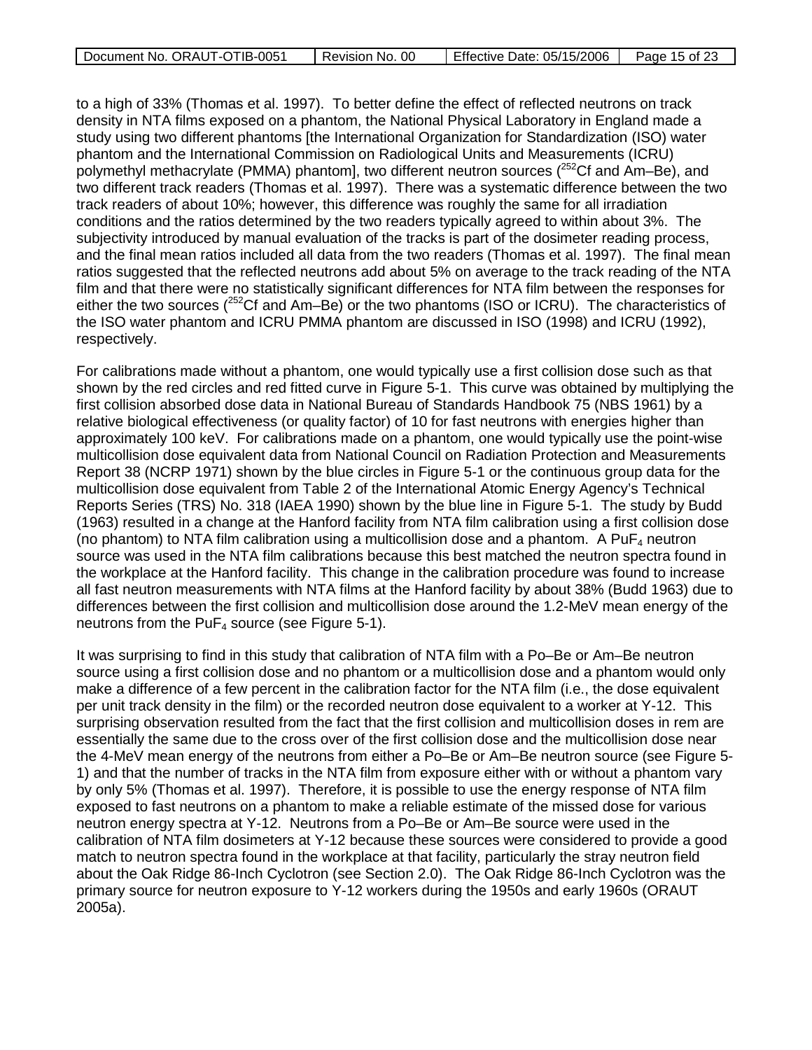to a high of 33% (Thomas et al. 1997). To better define the effect of reflected neutrons on track density in NTA films exposed on a phantom, the National Physical Laboratory in England made a study using two different phantoms [the International Organization for Standardization (ISO) water phantom and the International Commission on Radiological Units and Measurements (ICRU) polymethyl methacrylate (PMMA) phantom], two different neutron sources ($^{252}$Cf and Am–Be), and two different track readers (Thomas et al. 1997). There was a systematic difference between the two track readers of about 10%; however, this difference was roughly the same for all irradiation conditions and the ratios determined by the two readers typically agreed to within about 3%. The subjectivity introduced by manual evaluation of the tracks is part of the dosimeter reading process, and the final mean ratios included all data from the two readers (Thomas et al. 1997). The final mean ratios suggested that the reflected neutrons add about 5% on average to the track reading of the NTA film and that there were no statistically significant differences for NTA film between the responses for either the two sources ($^{252}$Cf and Am–Be) or the two phantoms (ISO or ICRU). The characteristics of the ISO water phantom and ICRU PMMA phantom are discussed in ISO (1998) and ICRU (1992), respectively.

For calibrations made without a phantom, one would typically use a first collision dose such as that shown by the red circles and red fitted curve in Figure 5-1. This curve was obtained by multiplying the first collision absorbed dose data in National Bureau of Standards Handbook 75 (NBS 1961) by a relative biological effectiveness (or quality factor) of 10 for fast neutrons with energies higher than approximately 100 keV. For calibrations made on a phantom, one would typically use the point-wise multicollision dose equivalent data from National Council on Radiation Protection and Measurements Report 38 (NCRP 1971) shown by the blue circles in Figure 5-1 or the continuous group data for the multicollision dose equivalent from Table 2 of the International Atomic Energy Agency's Technical Reports Series (TRS) No. 318 (IAEA 1990) shown by the blue line in Figure 5-1. The study by Budd (1963) resulted in a change at the Hanford facility from NTA film calibration using a first collision dose (no phantom) to NTA film calibration using a multicollision dose and a phantom. A $PuF_4$ neutron source was used in the NTA film calibrations because this best matched the neutron spectra found in the workplace at the Hanford facility. This change in the calibration procedure was found to increase all fast neutron measurements with NTA films at the Hanford facility by about 38% (Budd 1963) due to differences between the first collision and multicollision dose around the 1.2-MeV mean energy of the neutrons from the $PuF_4$ source (see Figure 5-1).

It was surprising to find in this study that calibration of NTA film with a Po–Be or Am–Be neutron source using a first collision dose and no phantom or a multicollision dose and a phantom would only make a difference of a few percent in the calibration factor for the NTA film (i.e., the dose equivalent per unit track density in the film) or the recorded neutron dose equivalent to a worker at Y-12. This surprising observation resulted from the fact that the first collision and multicollision doses in rem are essentially the same due to the cross over of the first collision dose and the multicollision dose near the 4-MeV mean energy of the neutrons from either a Po–Be or Am–Be neutron source (see Figure 5-1) and that the number of tracks in the NTA film from exposure either with or without a phantom vary by only 5% (Thomas et al. 1997). Therefore, it is possible to use the energy response of NTA film exposed to fast neutrons on a phantom to make a reliable estimate of the missed dose for various neutron energy spectra at Y-12. Neutrons from a Po–Be or Am–Be source were used in the calibration of NTA film dosimeters at Y-12 because these sources were considered to provide a good match to neutron spectra found in the workplace at that facility, particularly the stray neutron field about the Oak Ridge 86-Inch Cyclotron (see Section 2.0). The Oak Ridge 86-Inch Cyclotron was the primary source for neutron exposure to Y-12 workers during the 1950s and early 1960s (ORAUT 2005a).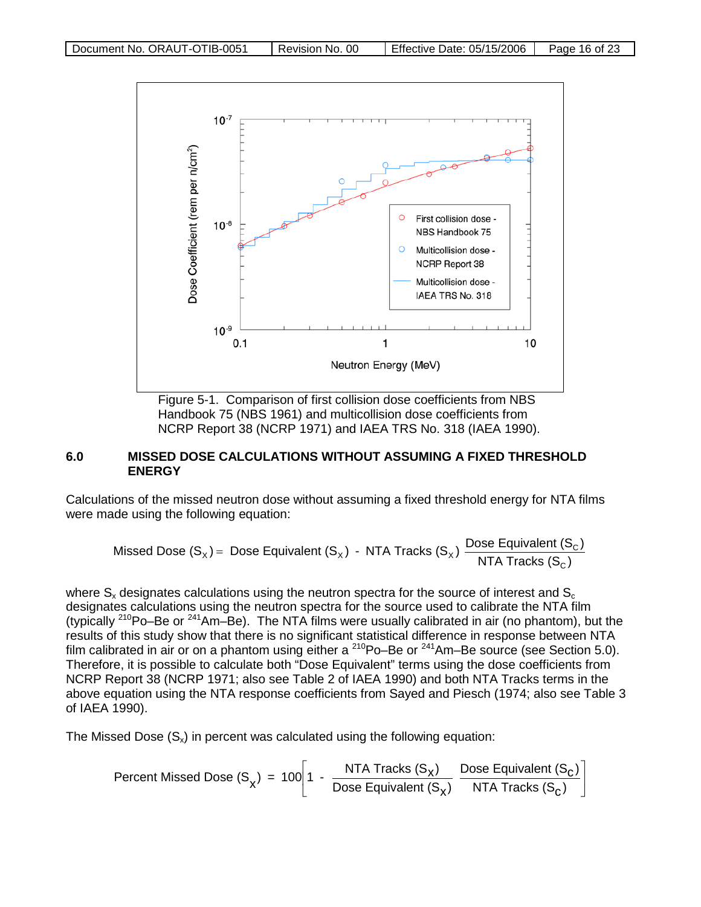Dose Coefficient (rem per n/cm²)

$10^{-7}$

$10^{-8}$

$10^{-9}$

0.1

1

10

Neutron Energy (MeV)

First collision dose - NBS Handbook 75

Multicollision dose - NCRP Report 38

Multicollision dose - IAEA TRS No. 318

Figure 5-1. Comparison of first collision dose coefficients from NBS Handbook 75 (NBS 1961) and multicollision dose coefficients from NCRP Report 38 (NCRP 1971) and IAEA TRS No. 318 (IAEA 1990).

## 6.0 MISSED DOSE CALCULATIONS WITHOUT ASSUMING A FIXED THRESHOLD ENERGY

Calculations of the missed neutron dose without assuming a fixed threshold energy for NTA films were made using the following equation:

$$\text{Missed Dose }(S_x) = \text{Dose Equivalent }(S_x) - \text{NTA Tracks }(S_x)\ \frac{\text{Dose Equivalent }(S_c)}{\text{NTA Tracks }(S_c)}$$

where $S_x$ designates calculations using the neutron spectra for the source of interest and $S_c$ designates calculations using the neutron spectra for the source used to calibrate the NTA film (typically $^{210}$Po–Be or $^{241}$Am–Be). The NTA films were usually calibrated in air (no phantom), but the results of this study show that there is no significant statistical difference in response between NTA film calibrated in air or on a phantom using either a $^{210}$Po–Be or $^{241}$Am–Be source (see Section 5.0). Therefore, it is possible to calculate both "Dose Equivalent" terms using the dose coefficients from NCRP Report 38 (NCRP 1971; also see Table 2 of IAEA 1990) and both NTA Tracks terms in the above equation using the NTA response coefficients from Sayed and Piesch (1974; also see Table 3 of IAEA 1990).

The Missed Dose ($S_x$) in percent was calculated using the following equation:

$$\text{Percent Missed Dose }(S_x) = 100\left[1 - \frac{\text{NTA Tracks }(S_x)}{\text{Dose Equivalent }(S_x)}\ \frac{\text{Dose Equivalent }(S_c)}{\text{NTA Tracks }(S_c)}\right]$$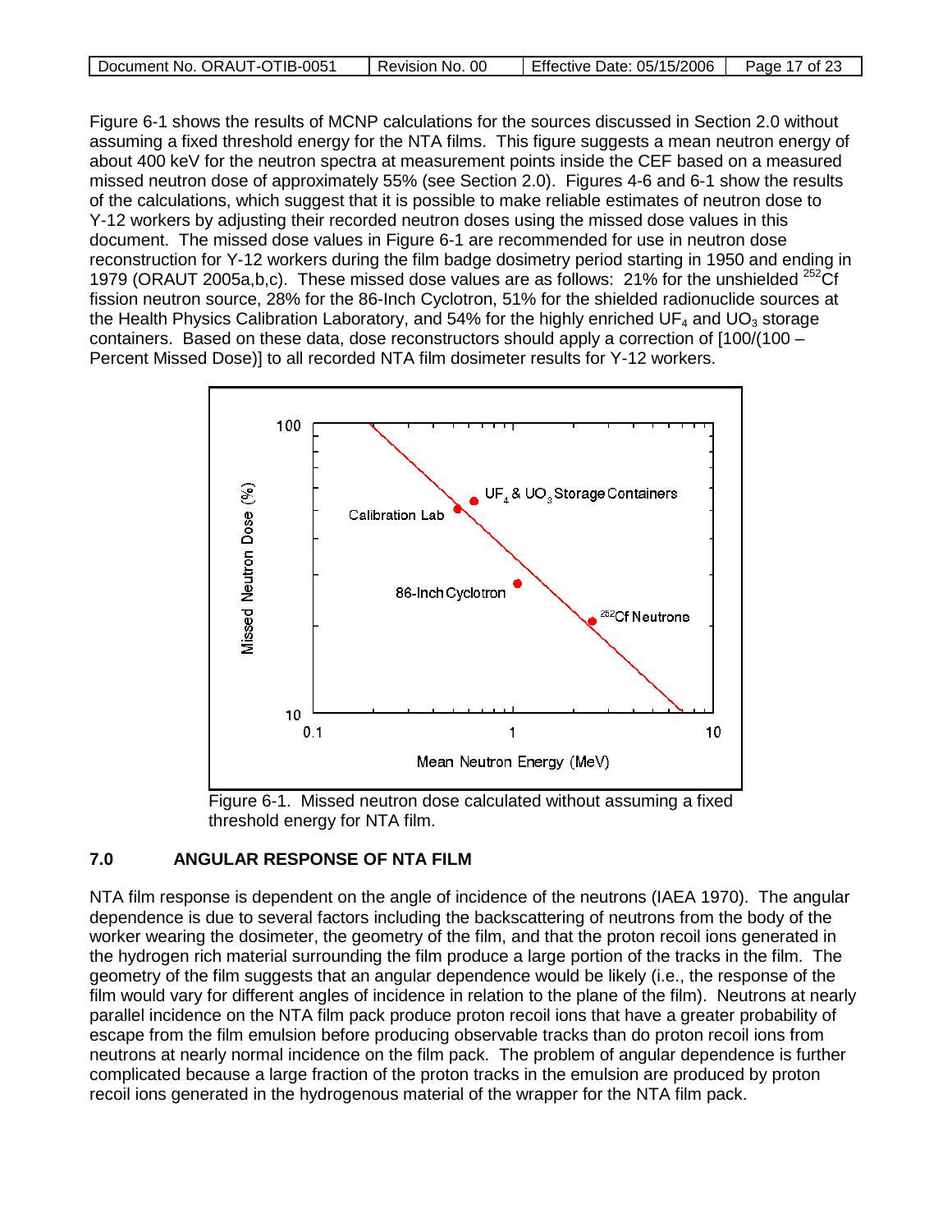Figure 6-1 shows the results of MCNP calculations for the sources discussed in Section 2.0 without assuming a fixed threshold energy for the NTA films. This figure suggests a mean neutron energy of about 400 keV for the neutron spectra at measurement points inside the CEF based on a measured missed neutron dose of approximately 55% (see Section 2.0). Figures 4-6 and 6-1 show the results of the calculations, which suggest that it is possible to make reliable estimates of neutron dose to Y-12 workers by adjusting their recorded neutron doses using the missed dose values in this document. The missed dose values in Figure 6-1 are recommended for use in neutron dose reconstruction for Y-12 workers during the film badge dosimetry period starting in 1950 and ending in 1979 (ORAUT 2005a,b,c). These missed dose values are as follows: 21% for the unshielded $^{252}Cf$ fission neutron source, 28% for the 86-Inch Cyclotron, 51% for the shielded radionuclide sources at the Health Physics Calibration Laboratory, and 54% for the highly enriched $UF_4$ and $UO_3$ storage containers. Based on these data, dose reconstructors should apply a correction of [100/(100 – Percent Missed Dose)] to all recorded NTA film dosimeter results for Y-12 workers.

Missed Neutron Dose (%)

100

10

0.1

1

10

Mean Neutron Energy (MeV)

$UF_4$ & $UO_3$ Storage Containers

Calibration Lab

86-Inch Cyclotron

$^{252}Cf$ Neutrons

Figure 6-1. Missed neutron dose calculated without assuming a fixed threshold energy for NTA film.

## 7.0 ANGULAR RESPONSE OF NTA FILM

NTA film response is dependent on the angle of incidence of the neutrons (IAEA 1970). The angular dependence is due to several factors including the backscattering of neutrons from the body of the worker wearing the dosimeter, the geometry of the film, and that the proton recoil ions generated in the hydrogen rich material surrounding the film produce a large portion of the tracks in the film. The geometry of the film suggests that an angular dependence would be likely (i.e., the response of the film would vary for different angles of incidence in relation to the plane of the film). Neutrons at nearly parallel incidence on the NTA film pack produce proton recoil ions that have a greater probability of escape from the film emulsion before producing observable tracks than do proton recoil ions from neutrons at nearly normal incidence on the film pack. The problem of angular dependence is further complicated because a large fraction of the proton tracks in the emulsion are produced by proton recoil ions generated in the hydrogenous material of the wrapper for the NTA film pack.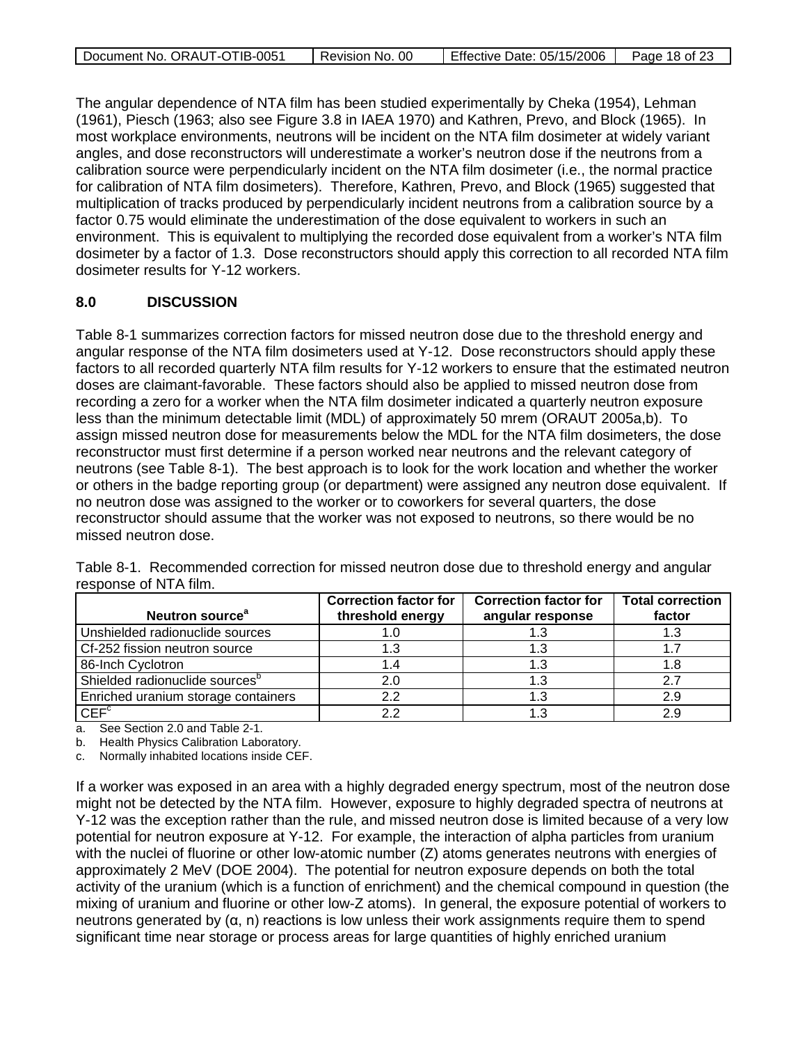The angular dependence of NTA film has been studied experimentally by Cheka (1954), Lehman (1961), Piesch (1963; also see Figure 3.8 in IAEA 1970) and Kathren, Prevo, and Block (1965). In most workplace environments, neutrons will be incident on the NTA film dosimeter at widely variant angles, and dose reconstructors will underestimate a worker's neutron dose if the neutrons from a calibration source were perpendicularly incident on the NTA film dosimeter (i.e., the normal practice for calibration of NTA film dosimeters). Therefore, Kathren, Prevo, and Block (1965) suggested that multiplication of tracks produced by perpendicularly incident neutrons from a calibration source by a factor 0.75 would eliminate the underestimation of the dose equivalent to workers in such an environment. This is equivalent to multiplying the recorded dose equivalent from a worker's NTA film dosimeter by a factor of 1.3. Dose reconstructors should apply this correction to all recorded NTA film dosimeter results for Y-12 workers.

## 8.0 DISCUSSION

Table 8-1 summarizes correction factors for missed neutron dose due to the threshold energy and angular response of the NTA film dosimeters used at Y-12. Dose reconstructors should apply these factors to all recorded quarterly NTA film results for Y-12 workers to ensure that the estimated neutron doses are claimant-favorable. These factors should also be applied to missed neutron dose from recording a zero for a worker when the NTA film dosimeter indicated a quarterly neutron exposure less than the minimum detectable limit (MDL) of approximately 50 mrem (ORAUT 2005a,b). To assign missed neutron dose for measurements below the MDL for the NTA film dosimeters, the dose reconstructor must first determine if a person worked near neutrons and the relevant category of neutrons (see Table 8-1). The best approach is to look for the work location and whether the worker or others in the badge reporting group (or department) were assigned any neutron dose equivalent. If no neutron dose was assigned to the worker or to coworkers for several quarters, the dose reconstructor should assume that the worker was not exposed to neutrons, so there would be no missed neutron dose.

Table 8-1. Recommended correction for missed neutron dose due to threshold energy and angular response of NTA film.

| Neutron source[a] | Correction factor for threshold energy | Correction factor for angular response | Total correction factor |
|---|---|---|---|
| Unshielded radionuclide sources | 1.0 | 1.3 | 1.3 |
| Cf-252 fission neutron source | 1.3 | 1.3 | 1.7 |
| 86-Inch Cyclotron | 1.4 | 1.3 | 1.8 |
| Shielded radionuclide sources[b] | 2.0 | 1.3 | 2.7 |
| Enriched uranium storage containers | 2.2 | 1.3 | 2.9 |
| CEF[c] | 2.2 | 1.3 | 2.9 |

a. See Section 2.0 and Table 2-1.
b. Health Physics Calibration Laboratory.
c. Normally inhabited locations inside CEF.

If a worker was exposed in an area with a highly degraded energy spectrum, most of the neutron dose might not be detected by the NTA film. However, exposure to highly degraded spectra of neutrons at Y-12 was the exception rather than the rule, and missed neutron dose is limited because of a very low potential for neutron exposure at Y-12. For example, the interaction of alpha particles from uranium with the nuclei of fluorine or other low-atomic number (Z) atoms generates neutrons with energies of approximately 2 MeV (DOE 2004). The potential for neutron exposure depends on both the total activity of the uranium (which is a function of enrichment) and the chemical compound in question (the mixing of uranium and fluorine or other low-Z atoms). In general, the exposure potential of workers to neutrons generated by (α, n) reactions is low unless their work assignments require them to spend significant time near storage or process areas for large quantities of highly enriched uranium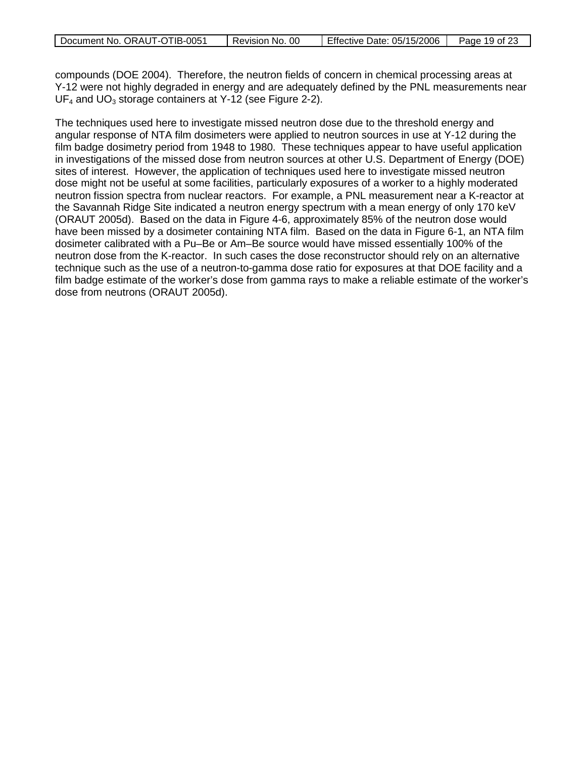compounds (DOE 2004). Therefore, the neutron fields of concern in chemical processing areas at Y-12 were not highly degraded in energy and are adequately defined by the PNL measurements near $UF_4$ and $UO_3$ storage containers at Y-12 (see Figure 2-2).

The techniques used here to investigate missed neutron dose due to the threshold energy and angular response of NTA film dosimeters were applied to neutron sources in use at Y-12 during the film badge dosimetry period from 1948 to 1980. These techniques appear to have useful application in investigations of the missed dose from neutron sources at other U.S. Department of Energy (DOE) sites of interest. However, the application of techniques used here to investigate missed neutron dose might not be useful at some facilities, particularly exposures of a worker to a highly moderated neutron fission spectra from nuclear reactors. For example, a PNL measurement near a K-reactor at the Savannah Ridge Site indicated a neutron energy spectrum with a mean energy of only 170 keV (ORAUT 2005d). Based on the data in Figure 4-6, approximately 85% of the neutron dose would have been missed by a dosimeter containing NTA film. Based on the data in Figure 6-1, an NTA film dosimeter calibrated with a Pu–Be or Am–Be source would have missed essentially 100% of the neutron dose from the K-reactor. In such cases the dose reconstructor should rely on an alternative technique such as the use of a neutron-to-gamma dose ratio for exposures at that DOE facility and a film badge estimate of the worker's dose from gamma rays to make a reliable estimate of the worker's dose from neutrons (ORAUT 2005d).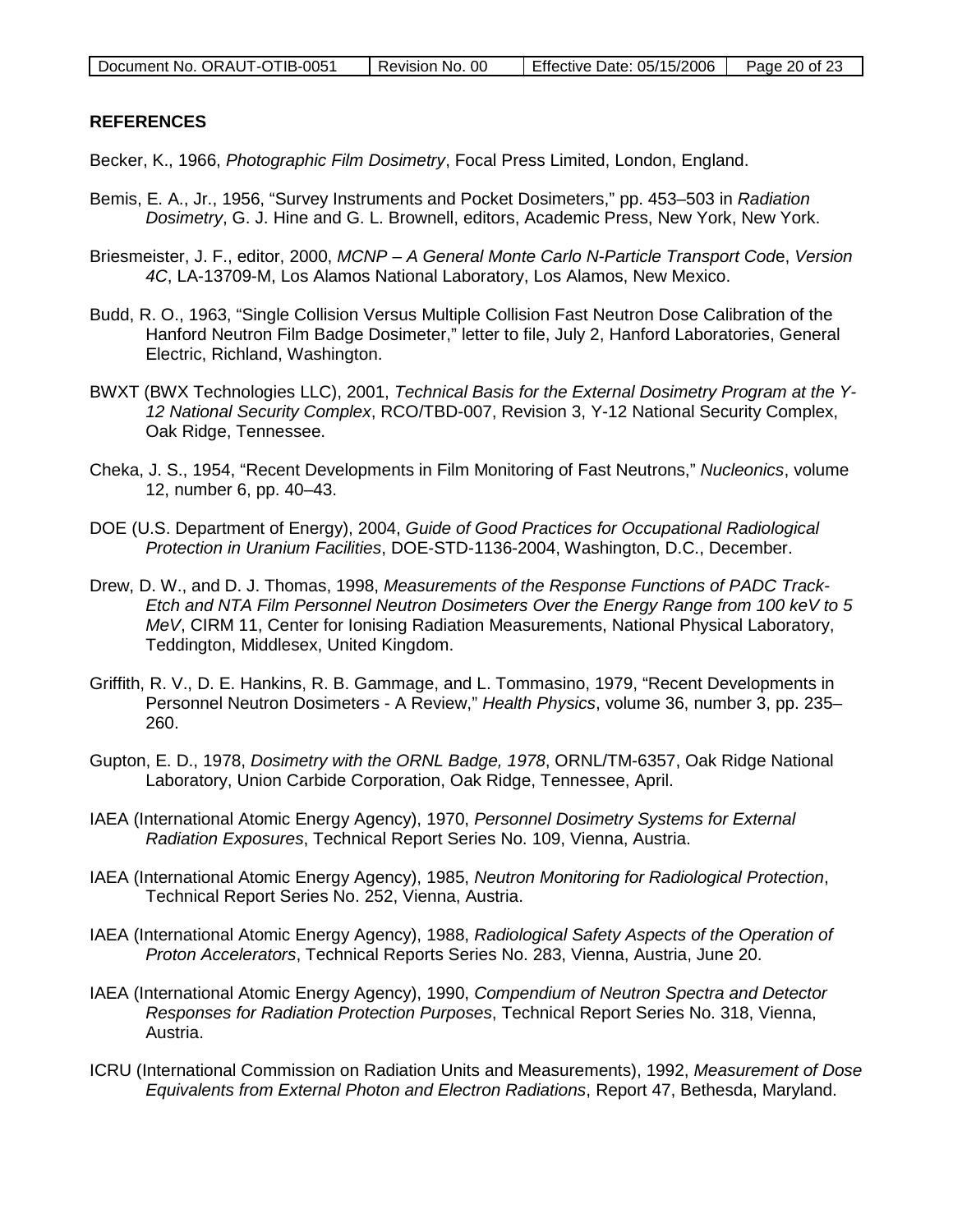## REFERENCES

Becker, K., 1966, *Photographic Film Dosimetry*, Focal Press Limited, London, England.

Bemis, E. A., Jr., 1956, "Survey Instruments and Pocket Dosimeters," pp. 453–503 in *Radiation Dosimetry*, G. J. Hine and G. L. Brownell, editors, Academic Press, New York, New York.

Briesmeister, J. F., editor, 2000, *MCNP – A General Monte Carlo N-Particle Transport Code*, *Version 4C*, LA-13709-M, Los Alamos National Laboratory, Los Alamos, New Mexico.

Budd, R. O., 1963, "Single Collision Versus Multiple Collision Fast Neutron Dose Calibration of the Hanford Neutron Film Badge Dosimeter," letter to file, July 2, Hanford Laboratories, General Electric, Richland, Washington.

BWXT (BWX Technologies LLC), 2001, *Technical Basis for the External Dosimetry Program at the Y-12 National Security Complex*, RCO/TBD-007, Revision 3, Y-12 National Security Complex, Oak Ridge, Tennessee.

Cheka, J. S., 1954, "Recent Developments in Film Monitoring of Fast Neutrons," *Nucleonics*, volume 12, number 6, pp. 40–43.

DOE (U.S. Department of Energy), 2004, *Guide of Good Practices for Occupational Radiological Protection in Uranium Facilities*, DOE-STD-1136-2004, Washington, D.C., December.

Drew, D. W., and D. J. Thomas, 1998, *Measurements of the Response Functions of PADC Track-Etch and NTA Film Personnel Neutron Dosimeters Over the Energy Range from 100 keV to 5 MeV*, CIRM 11, Center for Ionising Radiation Measurements, National Physical Laboratory, Teddington, Middlesex, United Kingdom.

Griffith, R. V., D. E. Hankins, R. B. Gammage, and L. Tommasino, 1979, "Recent Developments in Personnel Neutron Dosimeters - A Review," *Health Physics*, volume 36, number 3, pp. 235–260.

Gupton, E. D., 1978, *Dosimetry with the ORNL Badge, 1978*, ORNL/TM-6357, Oak Ridge National Laboratory, Union Carbide Corporation, Oak Ridge, Tennessee, April.

IAEA (International Atomic Energy Agency), 1970, *Personnel Dosimetry Systems for External Radiation Exposures*, Technical Report Series No. 109, Vienna, Austria.

IAEA (International Atomic Energy Agency), 1985, *Neutron Monitoring for Radiological Protection*, Technical Report Series No. 252, Vienna, Austria.

IAEA (International Atomic Energy Agency), 1988, *Radiological Safety Aspects of the Operation of Proton Accelerators*, Technical Reports Series No. 283, Vienna, Austria, June 20.

IAEA (International Atomic Energy Agency), 1990, *Compendium of Neutron Spectra and Detector Responses for Radiation Protection Purposes*, Technical Report Series No. 318, Vienna, Austria.

ICRU (International Commission on Radiation Units and Measurements), 1992, *Measurement of Dose Equivalents from External Photon and Electron Radiations*, Report 47, Bethesda, Maryland.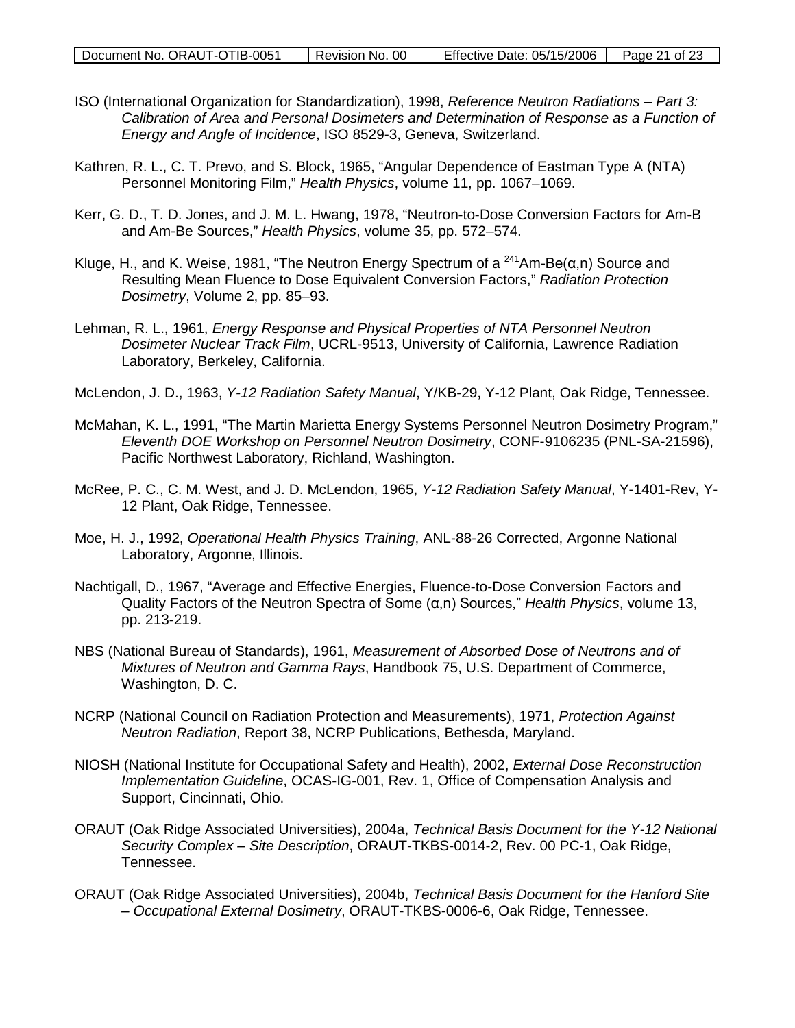ISO (International Organization for Standardization), 1998, *Reference Neutron Radiations – Part 3: Calibration of Area and Personal Dosimeters and Determination of Response as a Function of Energy and Angle of Incidence*, ISO 8529-3, Geneva, Switzerland.

Kathren, R. L., C. T. Prevo, and S. Block, 1965, "Angular Dependence of Eastman Type A (NTA) Personnel Monitoring Film," *Health Physics*, volume 11, pp. 1067–1069.

Kerr, G. D., T. D. Jones, and J. M. L. Hwang, 1978, "Neutron-to-Dose Conversion Factors for Am-B and Am-Be Sources," *Health Physics*, volume 35, pp. 572–574.

Kluge, H., and K. Weise, 1981, "The Neutron Energy Spectrum of a $^{241}$Am-Be(α,n) Source and Resulting Mean Fluence to Dose Equivalent Conversion Factors," *Radiation Protection Dosimetry*, Volume 2, pp. 85–93.

Lehman, R. L., 1961, *Energy Response and Physical Properties of NTA Personnel Neutron Dosimeter Nuclear Track Film*, UCRL-9513, University of California, Lawrence Radiation Laboratory, Berkeley, California.

McLendon, J. D., 1963, *Y-12 Radiation Safety Manual*, Y/KB-29, Y-12 Plant, Oak Ridge, Tennessee.

McMahan, K. L., 1991, "The Martin Marietta Energy Systems Personnel Neutron Dosimetry Program," *Eleventh DOE Workshop on Personnel Neutron Dosimetry*, CONF-9106235 (PNL-SA-21596), Pacific Northwest Laboratory, Richland, Washington.

McRee, P. C., C. M. West, and J. D. McLendon, 1965, *Y-12 Radiation Safety Manual*, Y-1401-Rev, Y-12 Plant, Oak Ridge, Tennessee.

Moe, H. J., 1992, *Operational Health Physics Training*, ANL-88-26 Corrected, Argonne National Laboratory, Argonne, Illinois.

Nachtigall, D., 1967, "Average and Effective Energies, Fluence-to-Dose Conversion Factors and Quality Factors of the Neutron Spectra of Some (α,n) Sources," *Health Physics*, volume 13, pp. 213-219.

NBS (National Bureau of Standards), 1961, *Measurement of Absorbed Dose of Neutrons and of Mixtures of Neutron and Gamma Rays*, Handbook 75, U.S. Department of Commerce, Washington, D. C.

NCRP (National Council on Radiation Protection and Measurements), 1971, *Protection Against Neutron Radiation*, Report 38, NCRP Publications, Bethesda, Maryland.

NIOSH (National Institute for Occupational Safety and Health), 2002, *External Dose Reconstruction Implementation Guideline*, OCAS-IG-001, Rev. 1, Office of Compensation Analysis and Support, Cincinnati, Ohio.

ORAUT (Oak Ridge Associated Universities), 2004a, *Technical Basis Document for the Y-12 National Security Complex – Site Description*, ORAUT-TKBS-0014-2, Rev. 00 PC-1, Oak Ridge, Tennessee.

ORAUT (Oak Ridge Associated Universities), 2004b, *Technical Basis Document for the Hanford Site – Occupational External Dosimetry*, ORAUT-TKBS-0006-6, Oak Ridge, Tennessee.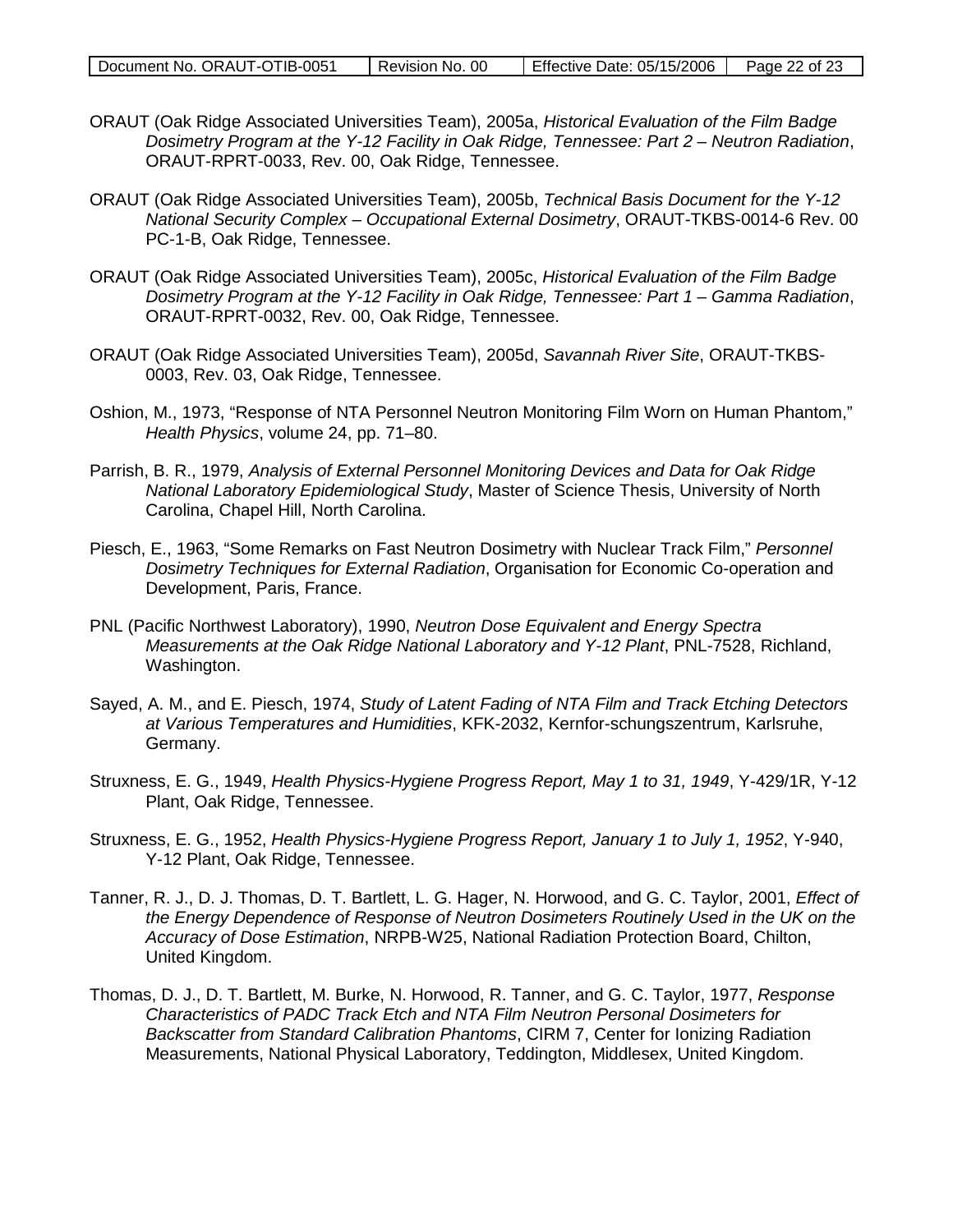ORAUT (Oak Ridge Associated Universities Team), 2005a, *Historical Evaluation of the Film Badge Dosimetry Program at the Y-12 Facility in Oak Ridge, Tennessee: Part 2 – Neutron Radiation*, ORAUT-RPRT-0033, Rev. 00, Oak Ridge, Tennessee.

ORAUT (Oak Ridge Associated Universities Team), 2005b, *Technical Basis Document for the Y-12 National Security Complex – Occupational External Dosimetry*, ORAUT-TKBS-0014-6 Rev. 00 PC-1-B, Oak Ridge, Tennessee.

ORAUT (Oak Ridge Associated Universities Team), 2005c, *Historical Evaluation of the Film Badge Dosimetry Program at the Y-12 Facility in Oak Ridge, Tennessee: Part 1 – Gamma Radiation*, ORAUT-RPRT-0032, Rev. 00, Oak Ridge, Tennessee.

ORAUT (Oak Ridge Associated Universities Team), 2005d, *Savannah River Site*, ORAUT-TKBS-0003, Rev. 03, Oak Ridge, Tennessee.

Oshion, M., 1973, "Response of NTA Personnel Neutron Monitoring Film Worn on Human Phantom," *Health Physics*, volume 24, pp. 71–80.

Parrish, B. R., 1979, *Analysis of External Personnel Monitoring Devices and Data for Oak Ridge National Laboratory Epidemiological Study*, Master of Science Thesis, University of North Carolina, Chapel Hill, North Carolina.

Piesch, E., 1963, "Some Remarks on Fast Neutron Dosimetry with Nuclear Track Film," *Personnel Dosimetry Techniques for External Radiation*, Organisation for Economic Co-operation and Development, Paris, France.

PNL (Pacific Northwest Laboratory), 1990, *Neutron Dose Equivalent and Energy Spectra Measurements at the Oak Ridge National Laboratory and Y-12 Plant*, PNL-7528, Richland, Washington.

Sayed, A. M., and E. Piesch, 1974, *Study of Latent Fading of NTA Film and Track Etching Detectors at Various Temperatures and Humidities*, KFK-2032, Kernfor-schungszentrum, Karlsruhe, Germany.

Struxness, E. G., 1949, *Health Physics-Hygiene Progress Report, May 1 to 31, 1949*, Y-429/1R, Y-12 Plant, Oak Ridge, Tennessee.

Struxness, E. G., 1952, *Health Physics-Hygiene Progress Report, January 1 to July 1, 1952*, Y-940, Y-12 Plant, Oak Ridge, Tennessee.

Tanner, R. J., D. J. Thomas, D. T. Bartlett, L. G. Hager, N. Horwood, and G. C. Taylor, 2001, *Effect of the Energy Dependence of Response of Neutron Dosimeters Routinely Used in the UK on the Accuracy of Dose Estimation*, NRPB-W25, National Radiation Protection Board, Chilton, United Kingdom.

Thomas, D. J., D. T. Bartlett, M. Burke, N. Horwood, R. Tanner, and G. C. Taylor, 1977, *Response Characteristics of PADC Track Etch and NTA Film Neutron Personal Dosimeters for Backscatter from Standard Calibration Phantoms*, CIRM 7, Center for Ionizing Radiation Measurements, National Physical Laboratory, Teddington, Middlesex, United Kingdom.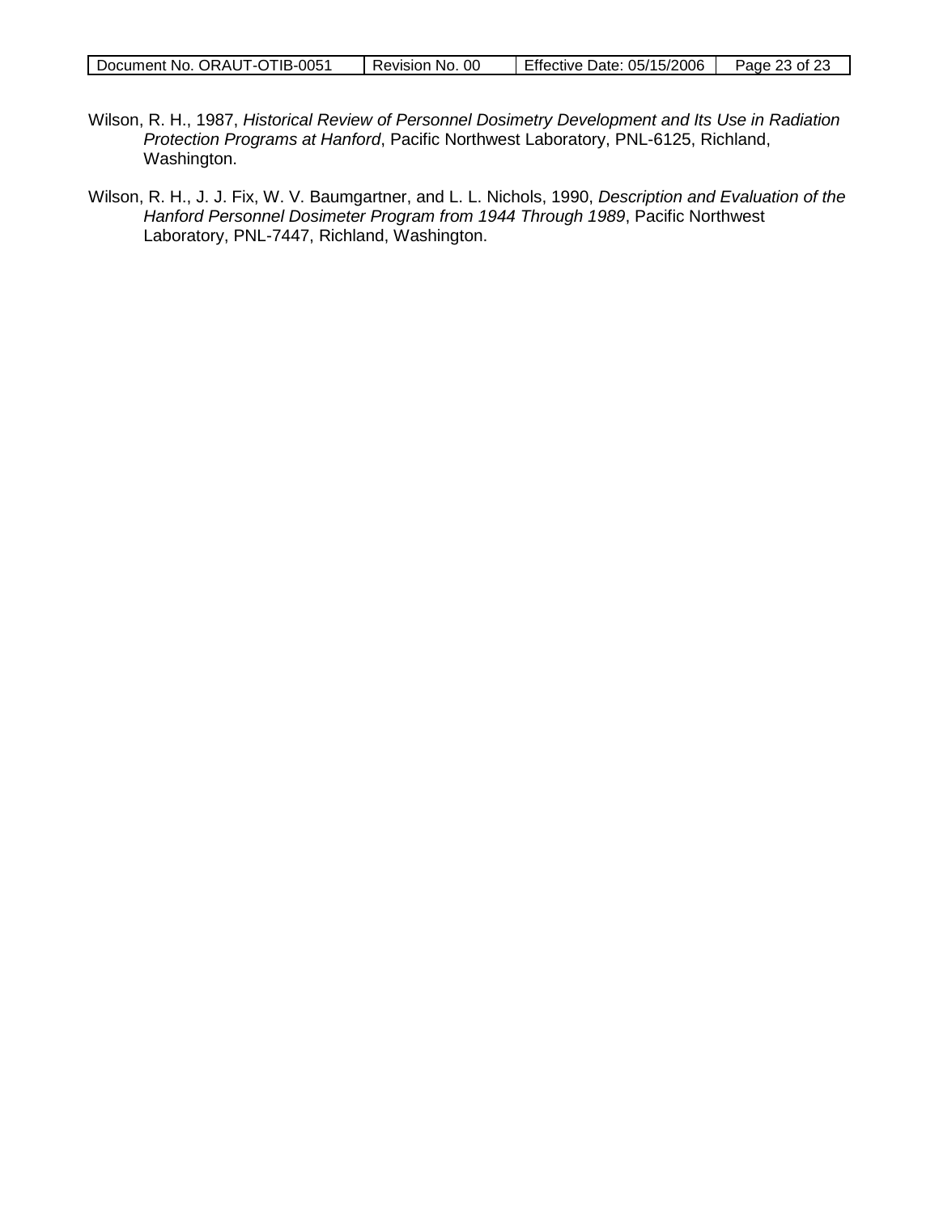Wilson, R. H., 1987, *Historical Review of Personnel Dosimetry Development and Its Use in Radiation Protection Programs at Hanford*, Pacific Northwest Laboratory, PNL-6125, Richland, Washington.

Wilson, R. H., J. J. Fix, W. V. Baumgartner, and L. L. Nichols, 1990, *Description and Evaluation of the Hanford Personnel Dosimeter Program from 1944 Through 1989*, Pacific Northwest Laboratory, PNL-7447, Richland, Washington.